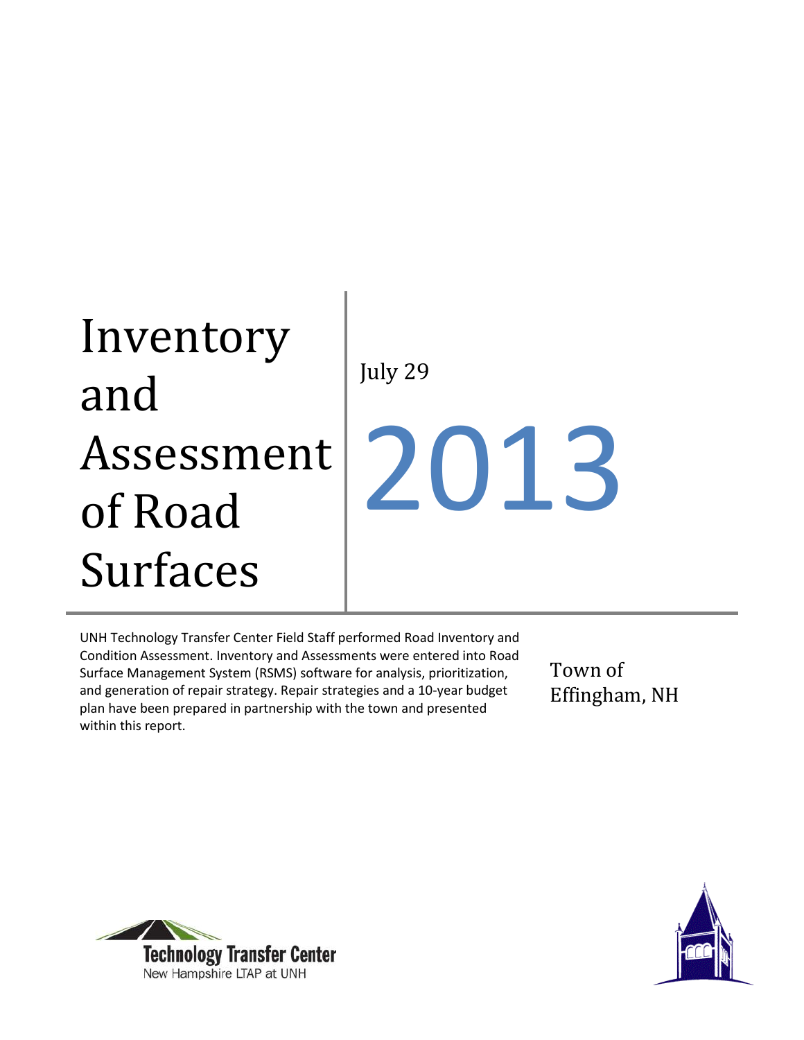# Inventory and Assessment of Road Surfaces

July 29

2013

UNH Technology Transfer Center Field Staff performed Road Inventory and Condition Assessment. Inventory and Assessments were entered into Road Surface Management System (RSMS) software for analysis, prioritization, and generation of repair strategy. Repair strategies and a 10-year budget plan have been prepared in partnership with the town and presented within this report.

Town of Effingham, NH

Technology Transfer Center
New Hampshire LTAP at UNH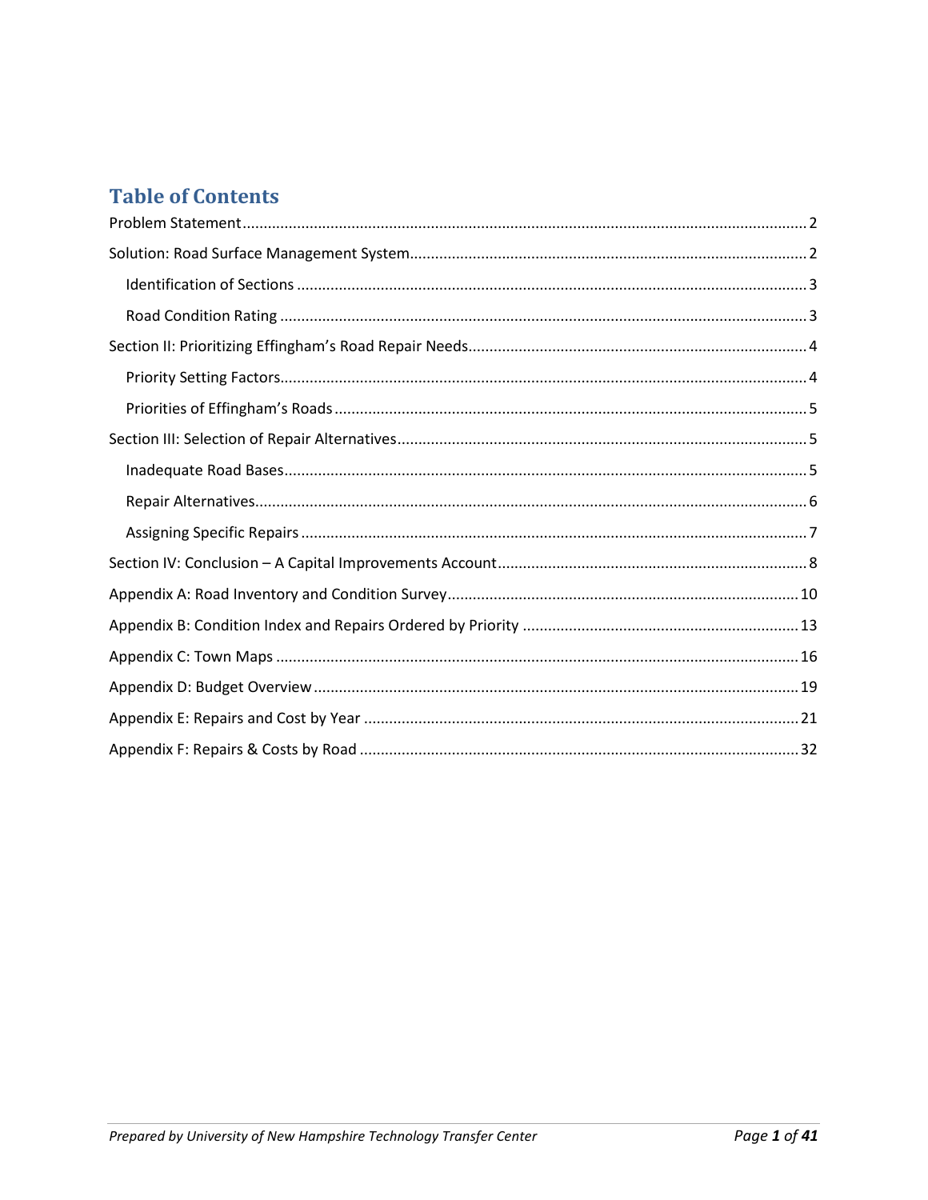# Table of Contents

Problem Statement ..... 2

Solution: Road Surface Management System ..... 2

- Identification of Sections ..... 3
- Road Condition Rating ..... 3

Section II: Prioritizing Effingham's Road Repair Needs ..... 4

- Priority Setting Factors ..... 4
- Priorities of Effingham's Roads ..... 5

Section III: Selection of Repair Alternatives ..... 5

- Inadequate Road Bases ..... 5
- Repair Alternatives ..... 6
- Assigning Specific Repairs ..... 7

Section IV: Conclusion – A Capital Improvements Account ..... 8

Appendix A: Road Inventory and Condition Survey ..... 10

Appendix B: Condition Index and Repairs Ordered by Priority ..... 13

Appendix C: Town Maps ..... 16

Appendix D: Budget Overview ..... 19

Appendix E: Repairs and Cost by Year ..... 21

Appendix F: Repairs & Costs by Road ..... 32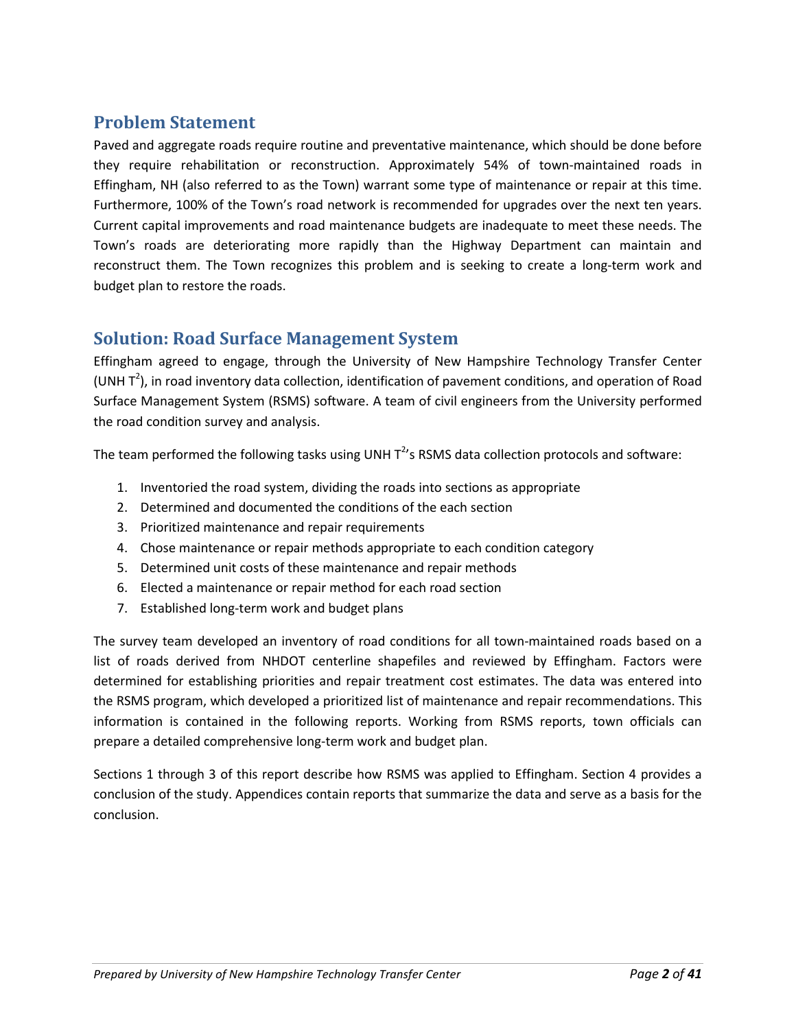## Problem Statement

Paved and aggregate roads require routine and preventative maintenance, which should be done before they require rehabilitation or reconstruction. Approximately 54% of town-maintained roads in Effingham, NH (also referred to as the Town) warrant some type of maintenance or repair at this time. Furthermore, 100% of the Town's road network is recommended for upgrades over the next ten years. Current capital improvements and road maintenance budgets are inadequate to meet these needs. The Town's roads are deteriorating more rapidly than the Highway Department can maintain and reconstruct them. The Town recognizes this problem and is seeking to create a long-term work and budget plan to restore the roads.

## Solution: Road Surface Management System

Effingham agreed to engage, through the University of New Hampshire Technology Transfer Center (UNH $T^2$), in road inventory data collection, identification of pavement conditions, and operation of Road Surface Management System (RSMS) software. A team of civil engineers from the University performed the road condition survey and analysis.

The team performed the following tasks using UNH $T^2$'s RSMS data collection protocols and software:

1. Inventoried the road system, dividing the roads into sections as appropriate
2. Determined and documented the conditions of the each section
3. Prioritized maintenance and repair requirements
4. Chose maintenance or repair methods appropriate to each condition category
5. Determined unit costs of these maintenance and repair methods
6. Elected a maintenance or repair method for each road section
7. Established long-term work and budget plans

The survey team developed an inventory of road conditions for all town-maintained roads based on a list of roads derived from NHDOT centerline shapefiles and reviewed by Effingham. Factors were determined for establishing priorities and repair treatment cost estimates. The data was entered into the RSMS program, which developed a prioritized list of maintenance and repair recommendations. This information is contained in the following reports. Working from RSMS reports, town officials can prepare a detailed comprehensive long-term work and budget plan.

Sections 1 through 3 of this report describe how RSMS was applied to Effingham. Section 4 provides a conclusion of the study. Appendices contain reports that summarize the data and serve as a basis for the conclusion.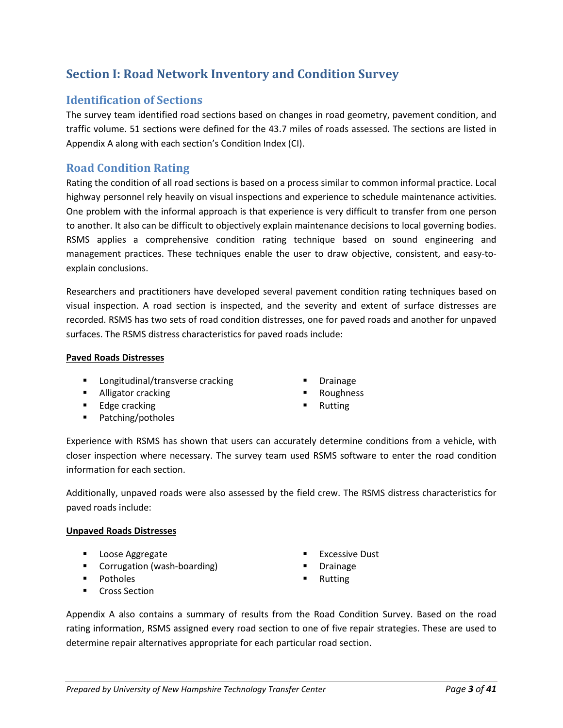# Section I: Road Network Inventory and Condition Survey

## Identification of Sections

The survey team identified road sections based on changes in road geometry, pavement condition, and traffic volume. 51 sections were defined for the 43.7 miles of roads assessed. The sections are listed in Appendix A along with each section's Condition Index (CI).

## Road Condition Rating

Rating the condition of all road sections is based on a process similar to common informal practice. Local highway personnel rely heavily on visual inspections and experience to schedule maintenance activities. One problem with the informal approach is that experience is very difficult to transfer from one person to another. It also can be difficult to objectively explain maintenance decisions to local governing bodies. RSMS applies a comprehensive condition rating technique based on sound engineering and management practices. These techniques enable the user to draw objective, consistent, and easy-to-explain conclusions.

Researchers and practitioners have developed several pavement condition rating techniques based on visual inspection. A road section is inspected, and the severity and extent of surface distresses are recorded. RSMS has two sets of road condition distresses, one for paved roads and another for unpaved surfaces. The RSMS distress characteristics for paved roads include:

**Paved Roads Distresses**

- Longitudinal/transverse cracking
- Alligator cracking
- Edge cracking
- Patching/potholes
- Drainage
- Roughness
- Rutting

Experience with RSMS has shown that users can accurately determine conditions from a vehicle, with closer inspection where necessary. The survey team used RSMS software to enter the road condition information for each section.

Additionally, unpaved roads were also assessed by the field crew. The RSMS distress characteristics for paved roads include:

**Unpaved Roads Distresses**

- Loose Aggregate
- Corrugation (wash-boarding)
- Potholes
- Cross Section
- Excessive Dust
- Drainage
- Rutting

Appendix A also contains a summary of results from the Road Condition Survey. Based on the road rating information, RSMS assigned every road section to one of five repair strategies. These are used to determine repair alternatives appropriate for each particular road section.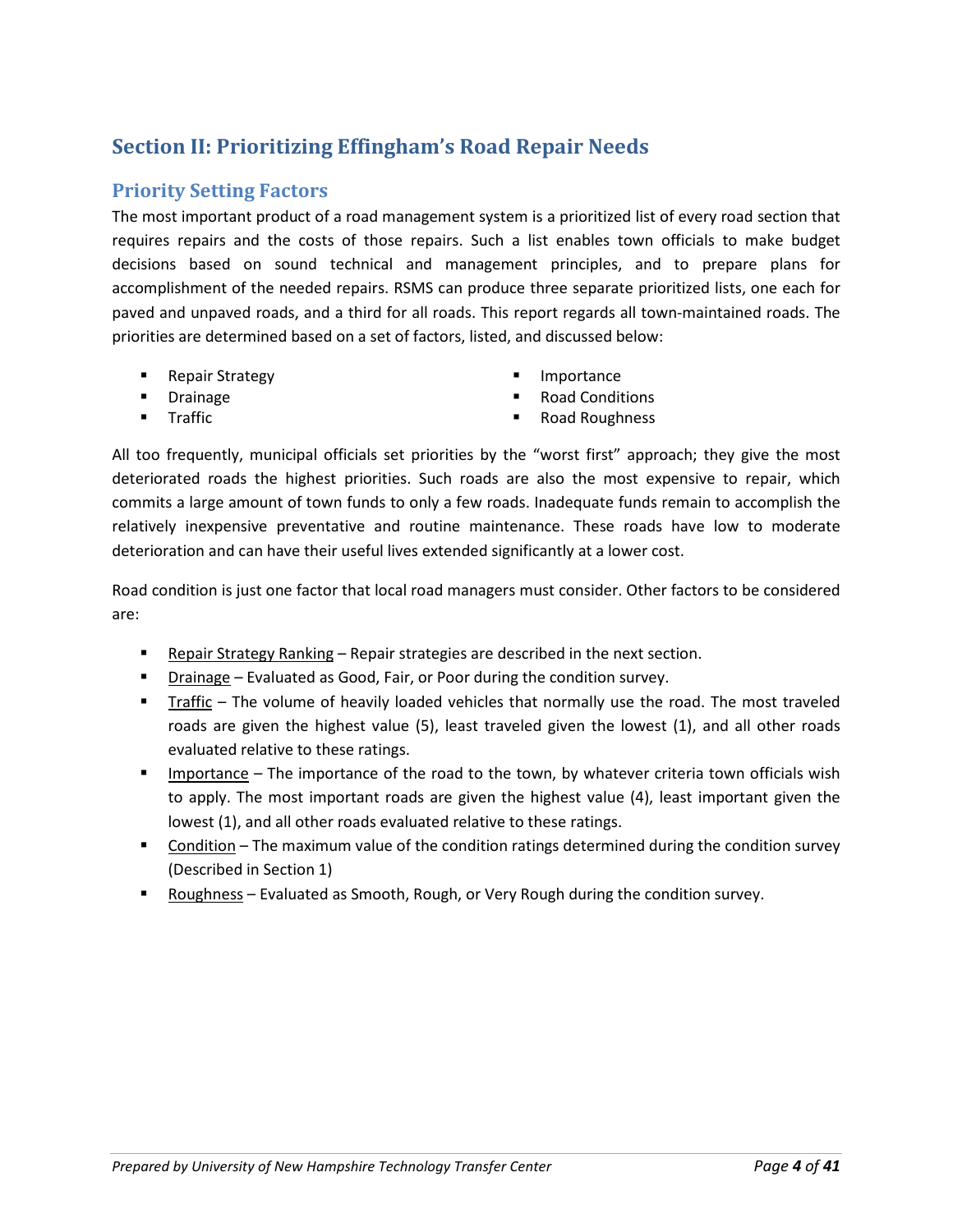# Section II: Prioritizing Effingham's Road Repair Needs

## Priority Setting Factors

The most important product of a road management system is a prioritized list of every road section that requires repairs and the costs of those repairs. Such a list enables town officials to make budget decisions based on sound technical and management principles, and to prepare plans for accomplishment of the needed repairs. RSMS can produce three separate prioritized lists, one each for paved and unpaved roads, and a third for all roads. This report regards all town-maintained roads. The priorities are determined based on a set of factors, listed, and discussed below:

- Repair Strategy
- Drainage
- Traffic
- Importance
- Road Conditions
- Road Roughness

All too frequently, municipal officials set priorities by the "worst first" approach; they give the most deteriorated roads the highest priorities. Such roads are also the most expensive to repair, which commits a large amount of town funds to only a few roads. Inadequate funds remain to accomplish the relatively inexpensive preventative and routine maintenance. These roads have low to moderate deterioration and can have their useful lives extended significantly at a lower cost.

Road condition is just one factor that local road managers must consider. Other factors to be considered are:

- Repair Strategy Ranking – Repair strategies are described in the next section.
- Drainage – Evaluated as Good, Fair, or Poor during the condition survey.
- Traffic – The volume of heavily loaded vehicles that normally use the road. The most traveled roads are given the highest value (5), least traveled given the lowest (1), and all other roads evaluated relative to these ratings.
- Importance – The importance of the road to the town, by whatever criteria town officials wish to apply. The most important roads are given the highest value (4), least important given the lowest (1), and all other roads evaluated relative to these ratings.
- Condition – The maximum value of the condition ratings determined during the condition survey (Described in Section 1)
- Roughness – Evaluated as Smooth, Rough, or Very Rough during the condition survey.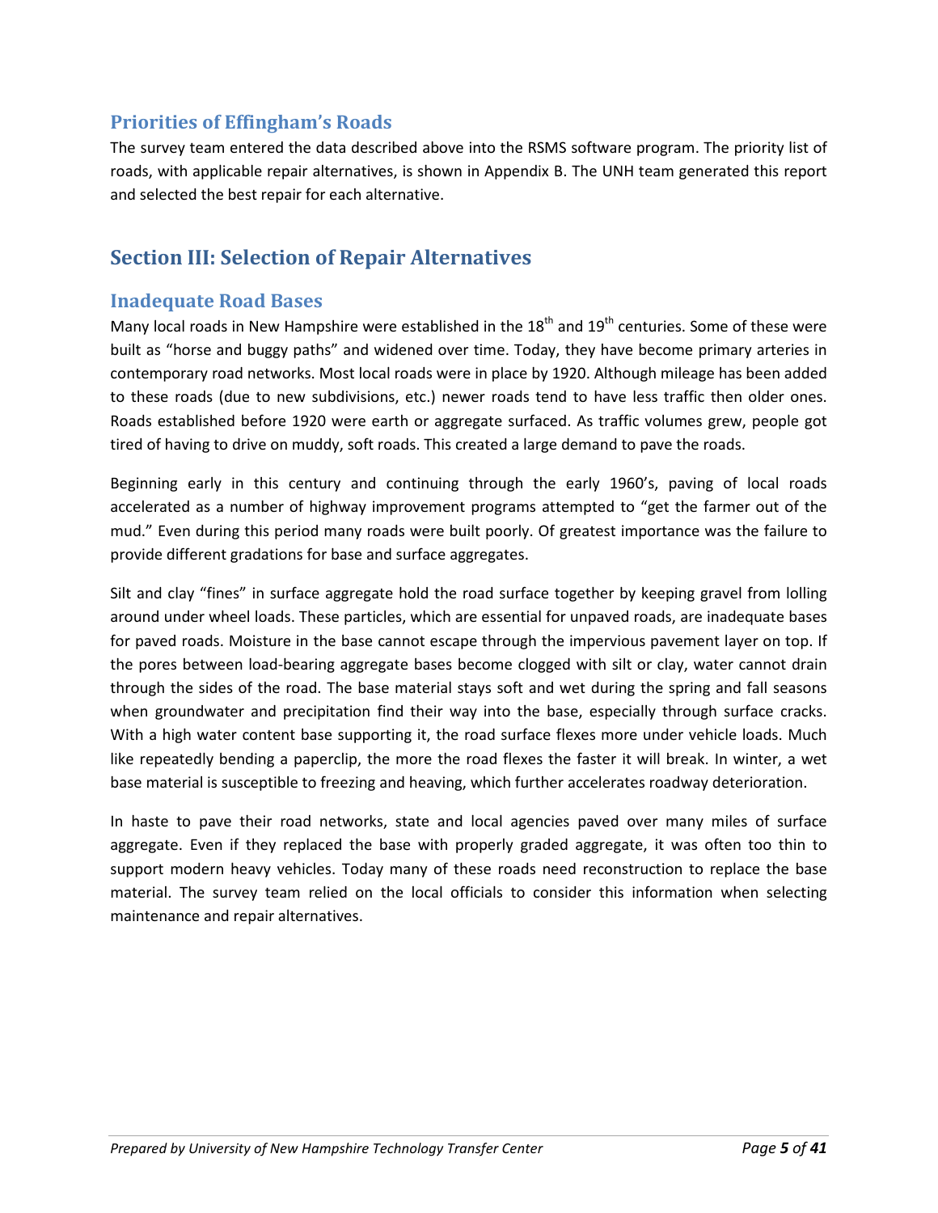## Priorities of Effingham's Roads

The survey team entered the data described above into the RSMS software program. The priority list of roads, with applicable repair alternatives, is shown in Appendix B. The UNH team generated this report and selected the best repair for each alternative.

# Section III: Selection of Repair Alternatives

## Inadequate Road Bases

Many local roads in New Hampshire were established in the 18th and 19th centuries. Some of these were built as "horse and buggy paths" and widened over time. Today, they have become primary arteries in contemporary road networks. Most local roads were in place by 1920. Although mileage has been added to these roads (due to new subdivisions, etc.) newer roads tend to have less traffic then older ones. Roads established before 1920 were earth or aggregate surfaced. As traffic volumes grew, people got tired of having to drive on muddy, soft roads. This created a large demand to pave the roads.

Beginning early in this century and continuing through the early 1960's, paving of local roads accelerated as a number of highway improvement programs attempted to "get the farmer out of the mud." Even during this period many roads were built poorly. Of greatest importance was the failure to provide different gradations for base and surface aggregates.

Silt and clay "fines" in surface aggregate hold the road surface together by keeping gravel from lolling around under wheel loads. These particles, which are essential for unpaved roads, are inadequate bases for paved roads. Moisture in the base cannot escape through the impervious pavement layer on top. If the pores between load-bearing aggregate bases become clogged with silt or clay, water cannot drain through the sides of the road. The base material stays soft and wet during the spring and fall seasons when groundwater and precipitation find their way into the base, especially through surface cracks. With a high water content base supporting it, the road surface flexes more under vehicle loads. Much like repeatedly bending a paperclip, the more the road flexes the faster it will break. In winter, a wet base material is susceptible to freezing and heaving, which further accelerates roadway deterioration.

In haste to pave their road networks, state and local agencies paved over many miles of surface aggregate. Even if they replaced the base with properly graded aggregate, it was often too thin to support modern heavy vehicles. Today many of these roads need reconstruction to replace the base material. The survey team relied on the local officials to consider this information when selecting maintenance and repair alternatives.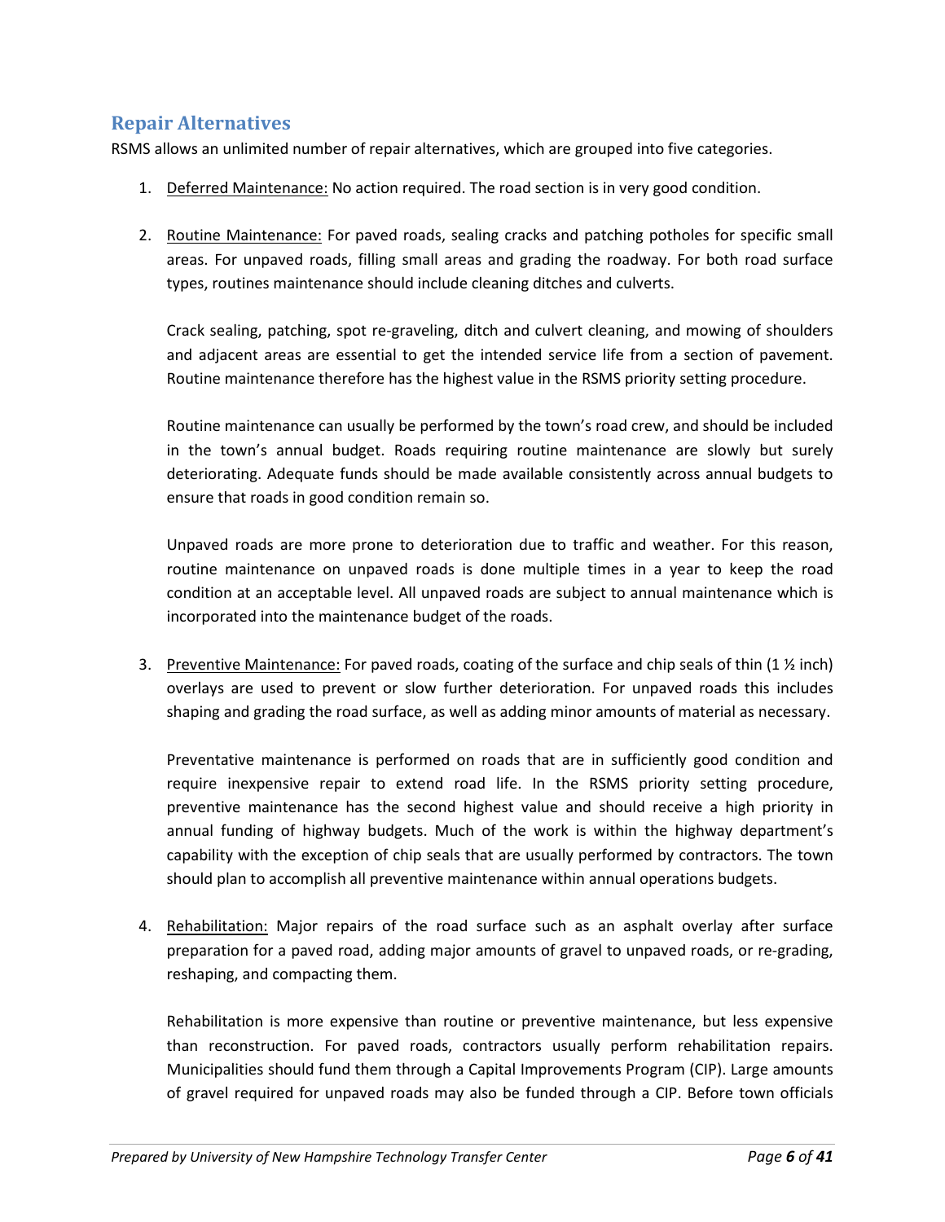## Repair Alternatives

RSMS allows an unlimited number of repair alternatives, which are grouped into five categories.

1. Deferred Maintenance: No action required. The road section is in very good condition.

2. Routine Maintenance: For paved roads, sealing cracks and patching potholes for specific small areas. For unpaved roads, filling small areas and grading the roadway. For both road surface types, routines maintenance should include cleaning ditches and culverts.

   Crack sealing, patching, spot re-graveling, ditch and culvert cleaning, and mowing of shoulders and adjacent areas are essential to get the intended service life from a section of pavement. Routine maintenance therefore has the highest value in the RSMS priority setting procedure.

   Routine maintenance can usually be performed by the town's road crew, and should be included in the town's annual budget. Roads requiring routine maintenance are slowly but surely deteriorating. Adequate funds should be made available consistently across annual budgets to ensure that roads in good condition remain so.

   Unpaved roads are more prone to deterioration due to traffic and weather. For this reason, routine maintenance on unpaved roads is done multiple times in a year to keep the road condition at an acceptable level. All unpaved roads are subject to annual maintenance which is incorporated into the maintenance budget of the roads.

3. Preventive Maintenance: For paved roads, coating of the surface and chip seals of thin (1 ½ inch) overlays are used to prevent or slow further deterioration. For unpaved roads this includes shaping and grading the road surface, as well as adding minor amounts of material as necessary.

   Preventative maintenance is performed on roads that are in sufficiently good condition and require inexpensive repair to extend road life. In the RSMS priority setting procedure, preventive maintenance has the second highest value and should receive a high priority in annual funding of highway budgets. Much of the work is within the highway department's capability with the exception of chip seals that are usually performed by contractors. The town should plan to accomplish all preventive maintenance within annual operations budgets.

4. Rehabilitation: Major repairs of the road surface such as an asphalt overlay after surface preparation for a paved road, adding major amounts of gravel to unpaved roads, or re-grading, reshaping, and compacting them.

   Rehabilitation is more expensive than routine or preventive maintenance, but less expensive than reconstruction. For paved roads, contractors usually perform rehabilitation repairs. Municipalities should fund them through a Capital Improvements Program (CIP). Large amounts of gravel required for unpaved roads may also be funded through a CIP. Before town officials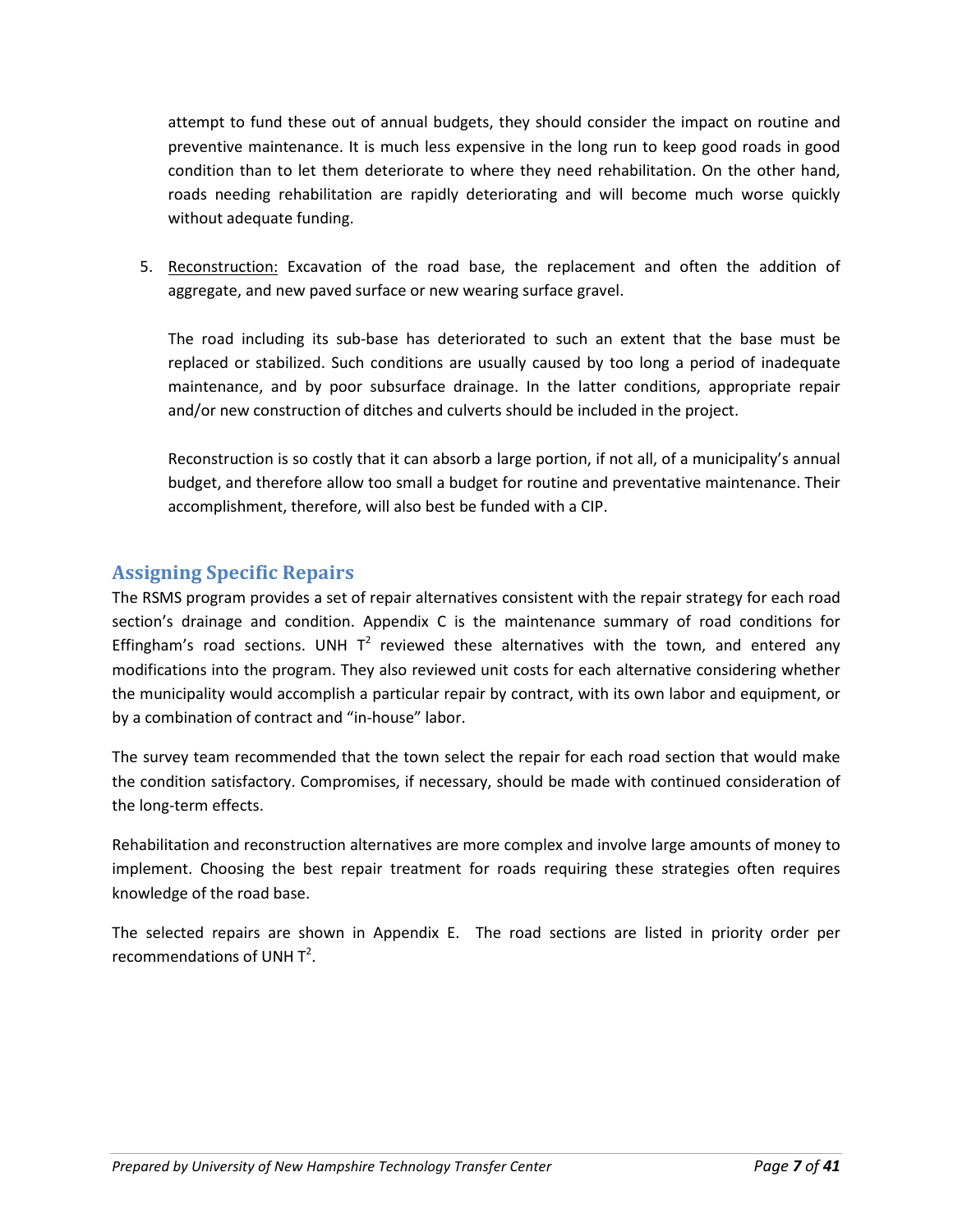attempt to fund these out of annual budgets, they should consider the impact on routine and preventive maintenance. It is much less expensive in the long run to keep good roads in good condition than to let them deteriorate to where they need rehabilitation. On the other hand, roads needing rehabilitation are rapidly deteriorating and will become much worse quickly without adequate funding.

5. Reconstruction: Excavation of the road base, the replacement and often the addition of aggregate, and new paved surface or new wearing surface gravel.

   The road including its sub-base has deteriorated to such an extent that the base must be replaced or stabilized. Such conditions are usually caused by too long a period of inadequate maintenance, and by poor subsurface drainage. In the latter conditions, appropriate repair and/or new construction of ditches and culverts should be included in the project.

   Reconstruction is so costly that it can absorb a large portion, if not all, of a municipality's annual budget, and therefore allow too small a budget for routine and preventative maintenance. Their accomplishment, therefore, will also best be funded with a CIP.

## Assigning Specific Repairs

The RSMS program provides a set of repair alternatives consistent with the repair strategy for each road section's drainage and condition. Appendix C is the maintenance summary of road conditions for Effingham's road sections. UNH $T^2$ reviewed these alternatives with the town, and entered any modifications into the program. They also reviewed unit costs for each alternative considering whether the municipality would accomplish a particular repair by contract, with its own labor and equipment, or by a combination of contract and "in-house" labor.

The survey team recommended that the town select the repair for each road section that would make the condition satisfactory. Compromises, if necessary, should be made with continued consideration of the long-term effects.

Rehabilitation and reconstruction alternatives are more complex and involve large amounts of money to implement. Choosing the best repair treatment for roads requiring these strategies often requires knowledge of the road base.

The selected repairs are shown in Appendix E. The road sections are listed in priority order per recommendations of UNH $T^2$.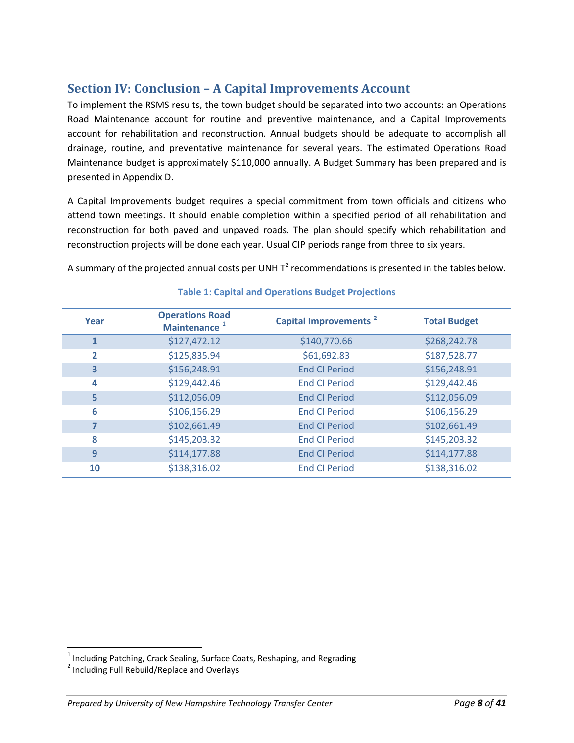## Section IV: Conclusion – A Capital Improvements Account

To implement the RSMS results, the town budget should be separated into two accounts: an Operations Road Maintenance account for routine and preventive maintenance, and a Capital Improvements account for rehabilitation and reconstruction. Annual budgets should be adequate to accomplish all drainage, routine, and preventative maintenance for several years. The estimated Operations Road Maintenance budget is approximately $110,000 annually. A Budget Summary has been prepared and is presented in Appendix D.

A Capital Improvements budget requires a special commitment from town officials and citizens who attend town meetings. It should enable completion within a specified period of all rehabilitation and reconstruction for both paved and unpaved roads. The plan should specify which rehabilitation and reconstruction projects will be done each year. Usual CIP periods range from three to six years.

A summary of the projected annual costs per UNH $T^2$ recommendations is presented in the tables below.

**Table 1: Capital and Operations Budget Projections**

| Year | Operations Road Maintenance [1] | Capital Improvements [2] | Total Budget |
|---|---|---|---|
| 1 | $127,472.12 | $140,770.66 | $268,242.78 |
| 2 | $125,835.94 | $61,692.83 | $187,528.77 |
| 3 | $156,248.91 | End CI Period | $156,248.91 |
| 4 | $129,442.46 | End CI Period | $129,442.46 |
| 5 | $112,056.09 | End CI Period | $112,056.09 |
| 6 | $106,156.29 | End CI Period | $106,156.29 |
| 7 | $102,661.49 | End CI Period | $102,661.49 |
| 8 | $145,203.32 | End CI Period | $145,203.32 |
| 9 | $114,177.88 | End CI Period | $114,177.88 |
| 10 | $138,316.02 | End CI Period | $138,316.02 |

[1] Including Patching, Crack Sealing, Surface Coats, Reshaping, and Regrading
[2] Including Full Rebuild/Replace and Overlays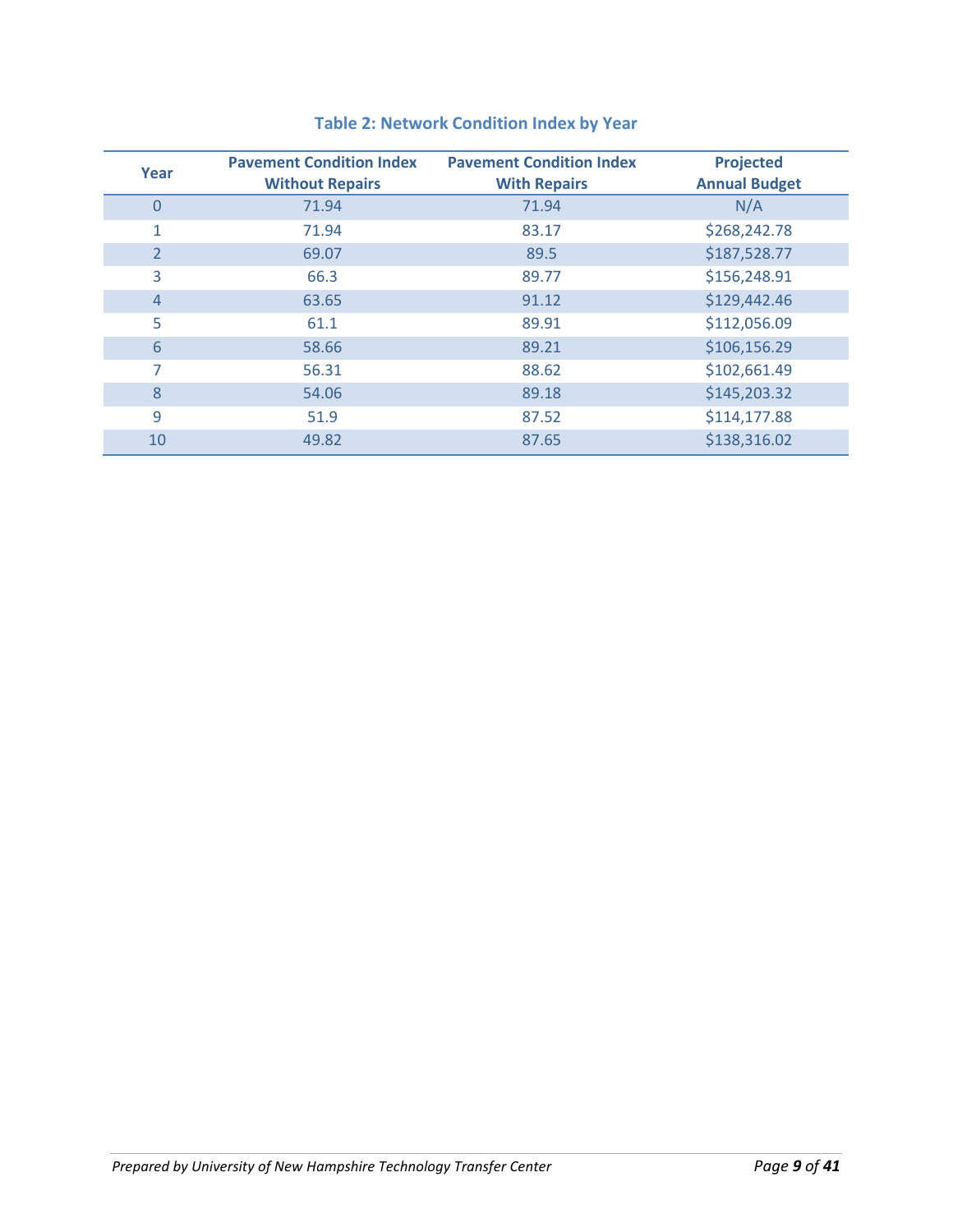### Table 2: Network Condition Index by Year

| Year | Pavement Condition Index Without Repairs | Pavement Condition Index With Repairs | Projected Annual Budget |
| --- | --- | --- | --- |
| 0 | 71.94 | 71.94 | N/A |
| 1 | 71.94 | 83.17 | $268,242.78 |
| 2 | 69.07 | 89.5 | $187,528.77 |
| 3 | 66.3 | 89.77 | $156,248.91 |
| 4 | 63.65 | 91.12 | $129,442.46 |
| 5 | 61.1 | 89.91 | $112,056.09 |
| 6 | 58.66 | 89.21 | $106,156.29 |
| 7 | 56.31 | 88.62 | $102,661.49 |
| 8 | 54.06 | 89.18 | $145,203.32 |
| 9 | 51.9 | 87.52 | $114,177.88 |
| 10 | 49.82 | 87.65 | $138,316.02 |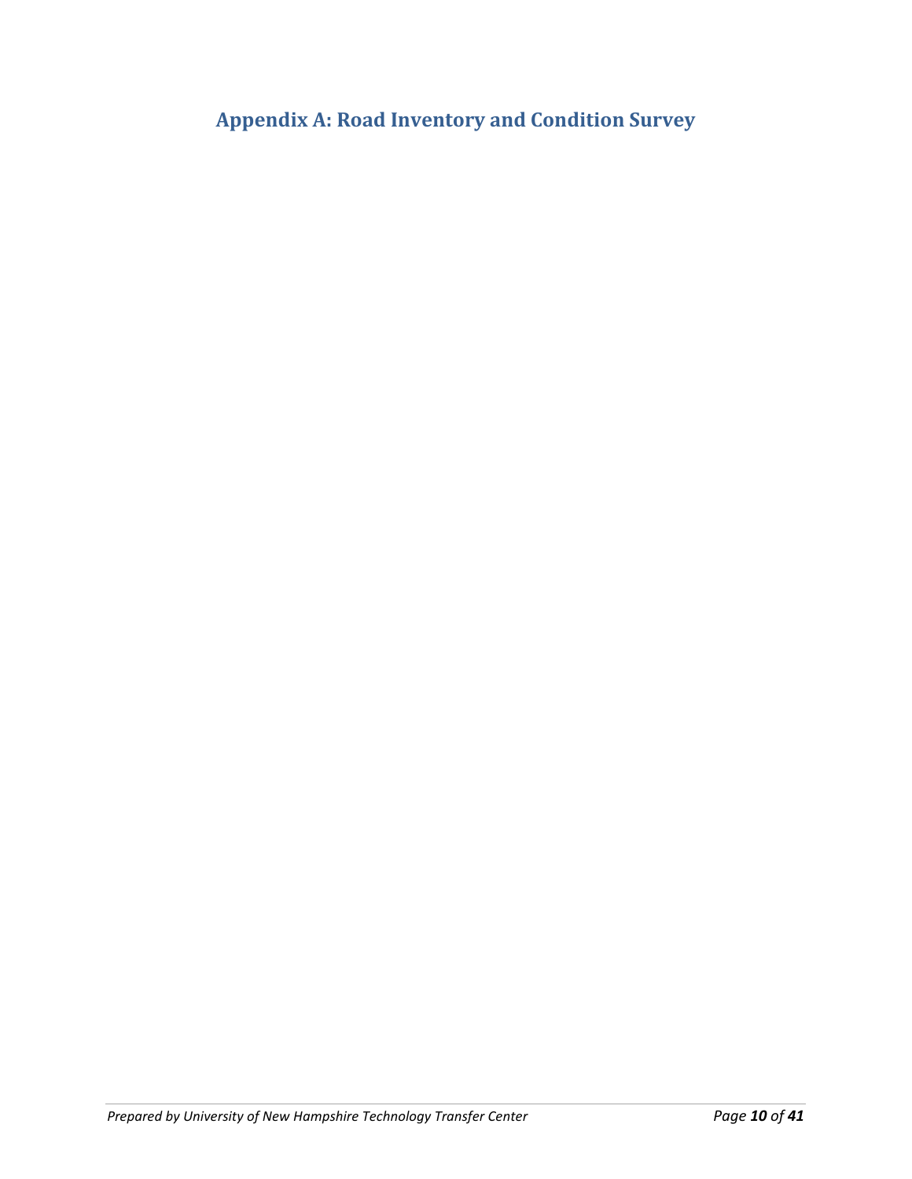# Appendix A: Road Inventory and Condition Survey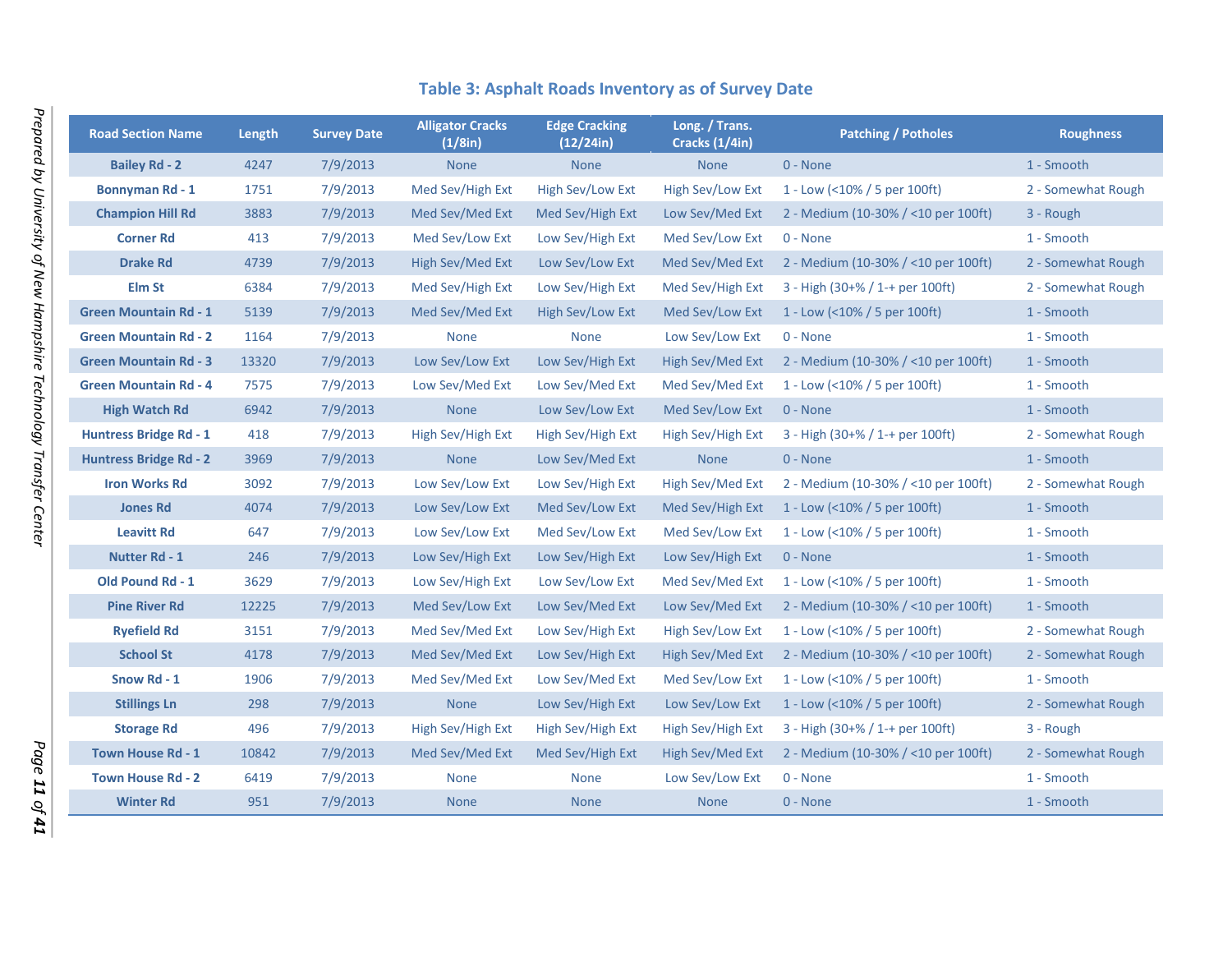### Table 3: Asphalt Roads Inventory as of Survey Date

| Road Section Name | Length | Survey Date | Alligator Cracks (1/8in) | Edge Cracking (12/24in) | Long. / Trans. Cracks (1/4in) | Patching / Potholes | Roughness |
|---|---|---|---|---|---|---|---|
| Bailey Rd - 2 | 4247 | 7/9/2013 | None | None | None | 0 - None | 1 - Smooth |
| Bonnyman Rd - 1 | 1751 | 7/9/2013 | Med Sev/High Ext | High Sev/Low Ext | High Sev/Low Ext | 1 - Low (<10% / 5 per 100ft) | 2 - Somewhat Rough |
| Champion Hill Rd | 3883 | 7/9/2013 | Med Sev/Med Ext | Med Sev/High Ext | Low Sev/Med Ext | 2 - Medium (10-30% / <10 per 100ft) | 3 - Rough |
| Corner Rd | 413 | 7/9/2013 | Med Sev/Low Ext | Low Sev/High Ext | Med Sev/Low Ext | 0 - None | 1 - Smooth |
| Drake Rd | 4739 | 7/9/2013 | High Sev/Med Ext | Low Sev/Low Ext | Med Sev/Med Ext | 2 - Medium (10-30% / <10 per 100ft) | 2 - Somewhat Rough |
| Elm St | 6384 | 7/9/2013 | Med Sev/High Ext | Low Sev/High Ext | Med Sev/High Ext | 3 - High (30+% / 1-+ per 100ft) | 2 - Somewhat Rough |
| Green Mountain Rd - 1 | 5139 | 7/9/2013 | Med Sev/Med Ext | High Sev/Low Ext | Med Sev/Low Ext | 1 - Low (<10% / 5 per 100ft) | 1 - Smooth |
| Green Mountain Rd - 2 | 1164 | 7/9/2013 | None | None | Low Sev/Low Ext | 0 - None | 1 - Smooth |
| Green Mountain Rd - 3 | 13320 | 7/9/2013 | Low Sev/Low Ext | Low Sev/High Ext | High Sev/Med Ext | 2 - Medium (10-30% / <10 per 100ft) | 1 - Smooth |
| Green Mountain Rd - 4 | 7575 | 7/9/2013 | Low Sev/Med Ext | Low Sev/Med Ext | Med Sev/Med Ext | 1 - Low (<10% / 5 per 100ft) | 1 - Smooth |
| High Watch Rd | 6942 | 7/9/2013 | None | Low Sev/Low Ext | Med Sev/Low Ext | 0 - None | 1 - Smooth |
| Huntress Bridge Rd - 1 | 418 | 7/9/2013 | High Sev/High Ext | High Sev/High Ext | High Sev/High Ext | 3 - High (30+% / 1-+ per 100ft) | 2 - Somewhat Rough |
| Huntress Bridge Rd - 2 | 3969 | 7/9/2013 | None | Low Sev/Med Ext | None | 0 - None | 1 - Smooth |
| Iron Works Rd | 3092 | 7/9/2013 | Low Sev/Low Ext | Low Sev/High Ext | High Sev/Med Ext | 2 - Medium (10-30% / <10 per 100ft) | 2 - Somewhat Rough |
| Jones Rd | 4074 | 7/9/2013 | Low Sev/Low Ext | Med Sev/Low Ext | Med Sev/High Ext | 1 - Low (<10% / 5 per 100ft) | 1 - Smooth |
| Leavitt Rd | 647 | 7/9/2013 | Low Sev/Low Ext | Med Sev/Low Ext | Med Sev/Low Ext | 1 - Low (<10% / 5 per 100ft) | 1 - Smooth |
| Nutter Rd - 1 | 246 | 7/9/2013 | Low Sev/High Ext | Low Sev/High Ext | Low Sev/High Ext | 0 - None | 1 - Smooth |
| Old Pound Rd - 1 | 3629 | 7/9/2013 | Low Sev/High Ext | Low Sev/Low Ext | Med Sev/Med Ext | 1 - Low (<10% / 5 per 100ft) | 1 - Smooth |
| Pine River Rd | 12225 | 7/9/2013 | Med Sev/Low Ext | Low Sev/Med Ext | Low Sev/Med Ext | 2 - Medium (10-30% / <10 per 100ft) | 1 - Smooth |
| Ryefield Rd | 3151 | 7/9/2013 | Med Sev/Med Ext | Low Sev/High Ext | High Sev/Low Ext | 1 - Low (<10% / 5 per 100ft) | 2 - Somewhat Rough |
| School St | 4178 | 7/9/2013 | Med Sev/Med Ext | Low Sev/High Ext | High Sev/Med Ext | 2 - Medium (10-30% / <10 per 100ft) | 2 - Somewhat Rough |
| Snow Rd - 1 | 1906 | 7/9/2013 | Med Sev/Med Ext | Low Sev/Med Ext | Med Sev/Low Ext | 1 - Low (<10% / 5 per 100ft) | 1 - Smooth |
| Stillings Ln | 298 | 7/9/2013 | None | Low Sev/High Ext | Low Sev/Low Ext | 1 - Low (<10% / 5 per 100ft) | 2 - Somewhat Rough |
| Storage Rd | 496 | 7/9/2013 | High Sev/High Ext | High Sev/High Ext | High Sev/High Ext | 3 - High (30+% / 1-+ per 100ft) | 3 - Rough |
| Town House Rd - 1 | 10842 | 7/9/2013 | Med Sev/Med Ext | Med Sev/High Ext | High Sev/Med Ext | 2 - Medium (10-30% / <10 per 100ft) | 2 - Somewhat Rough |
| Town House Rd - 2 | 6419 | 7/9/2013 | None | None | Low Sev/Low Ext | 0 - None | 1 - Smooth |
| Winter Rd | 951 | 7/9/2013 | None | None | None | 0 - None | 1 - Smooth |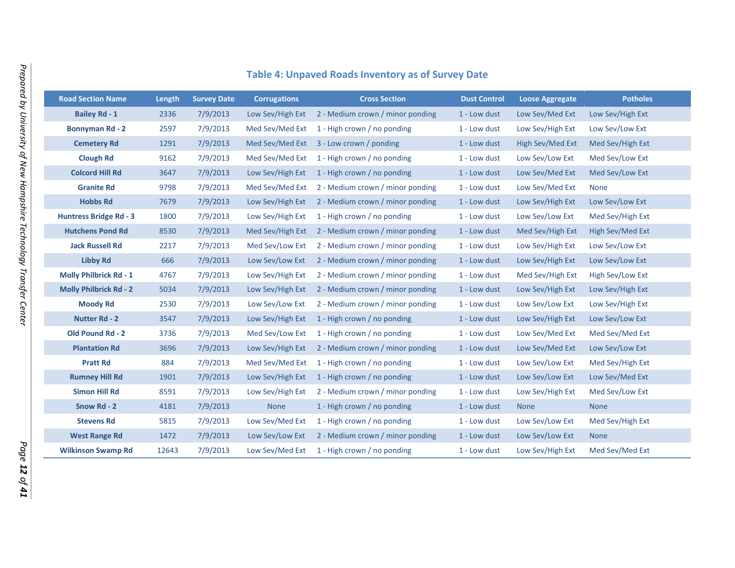## Table 4: Unpaved Roads Inventory as of Survey Date

| Road Section Name | Length | Survey Date | Corrugations | Cross Section | Dust Control | Loose Aggregate | Potholes |
|---|---|---|---|---|---|---|---|
| Bailey Rd - 1 | 2336 | 7/9/2013 | Low Sev/High Ext | 2 - Medium crown / minor ponding | 1 - Low dust | Low Sev/Med Ext | Low Sev/High Ext |
| Bonnyman Rd - 2 | 2597 | 7/9/2013 | Med Sev/Med Ext | 1 - High crown / no ponding | 1 - Low dust | Low Sev/High Ext | Low Sev/Low Ext |
| Cemetery Rd | 1291 | 7/9/2013 | Med Sev/Med Ext | 3 - Low crown / ponding | 1 - Low dust | High Sev/Med Ext | Med Sev/High Ext |
| Clough Rd | 9162 | 7/9/2013 | Med Sev/Med Ext | 1 - High crown / no ponding | 1 - Low dust | Low Sev/Low Ext | Med Sev/Low Ext |
| Colcord Hill Rd | 3647 | 7/9/2013 | Low Sev/High Ext | 1 - High crown / no ponding | 1 - Low dust | Low Sev/Med Ext | Med Sev/Low Ext |
| Granite Rd | 9798 | 7/9/2013 | Med Sev/Med Ext | 2 - Medium crown / minor ponding | 1 - Low dust | Low Sev/Med Ext | None |
| Hobbs Rd | 7679 | 7/9/2013 | Low Sev/High Ext | 2 - Medium crown / minor ponding | 1 - Low dust | Low Sev/High Ext | Low Sev/Low Ext |
| Huntress Bridge Rd - 3 | 1800 | 7/9/2013 | Low Sev/High Ext | 1 - High crown / no ponding | 1 - Low dust | Low Sev/Low Ext | Med Sev/High Ext |
| Hutchens Pond Rd | 8530 | 7/9/2013 | Med Sev/High Ext | 2 - Medium crown / minor ponding | 1 - Low dust | Med Sev/High Ext | High Sev/Med Ext |
| Jack Russell Rd | 2217 | 7/9/2013 | Med Sev/Low Ext | 2 - Medium crown / minor ponding | 1 - Low dust | Low Sev/High Ext | Low Sev/Low Ext |
| Libby Rd | 666 | 7/9/2013 | Low Sev/Low Ext | 2 - Medium crown / minor ponding | 1 - Low dust | Low Sev/High Ext | Low Sev/Low Ext |
| Molly Philbrick Rd - 1 | 4767 | 7/9/2013 | Low Sev/High Ext | 2 - Medium crown / minor ponding | 1 - Low dust | Med Sev/High Ext | High Sev/Low Ext |
| Molly Philbrick Rd - 2 | 5034 | 7/9/2013 | Low Sev/High Ext | 2 - Medium crown / minor ponding | 1 - Low dust | Low Sev/High Ext | Low Sev/High Ext |
| Moody Rd | 2530 | 7/9/2013 | Low Sev/Low Ext | 2 - Medium crown / minor ponding | 1 - Low dust | Low Sev/Low Ext | Low Sev/High Ext |
| Nutter Rd - 2 | 3547 | 7/9/2013 | Low Sev/High Ext | 1 - High crown / no ponding | 1 - Low dust | Low Sev/High Ext | Low Sev/Low Ext |
| Old Pound Rd - 2 | 3736 | 7/9/2013 | Med Sev/Low Ext | 1 - High crown / no ponding | 1 - Low dust | Low Sev/Med Ext | Med Sev/Med Ext |
| Plantation Rd | 3696 | 7/9/2013 | Low Sev/High Ext | 2 - Medium crown / minor ponding | 1 - Low dust | Low Sev/Med Ext | Low Sev/Low Ext |
| Pratt Rd | 884 | 7/9/2013 | Med Sev/Med Ext | 1 - High crown / no ponding | 1 - Low dust | Low Sev/Low Ext | Med Sev/High Ext |
| Rumney Hill Rd | 1901 | 7/9/2013 | Low Sev/High Ext | 1 - High crown / no ponding | 1 - Low dust | Low Sev/Low Ext | Low Sev/Med Ext |
| Simon Hill Rd | 8591 | 7/9/2013 | Low Sev/High Ext | 2 - Medium crown / minor ponding | 1 - Low dust | Low Sev/High Ext | Med Sev/Low Ext |
| Snow Rd - 2 | 4181 | 7/9/2013 | None | 1 - High crown / no ponding | 1 - Low dust | None | None |
| Stevens Rd | 5815 | 7/9/2013 | Low Sev/Med Ext | 1 - High crown / no ponding | 1 - Low dust | Low Sev/Low Ext | Med Sev/High Ext |
| West Range Rd | 1472 | 7/9/2013 | Low Sev/Low Ext | 2 - Medium crown / minor ponding | 1 - Low dust | Low Sev/Low Ext | None |
| Wilkinson Swamp Rd | 12643 | 7/9/2013 | Low Sev/Med Ext | 1 - High crown / no ponding | 1 - Low dust | Low Sev/High Ext | Med Sev/Med Ext |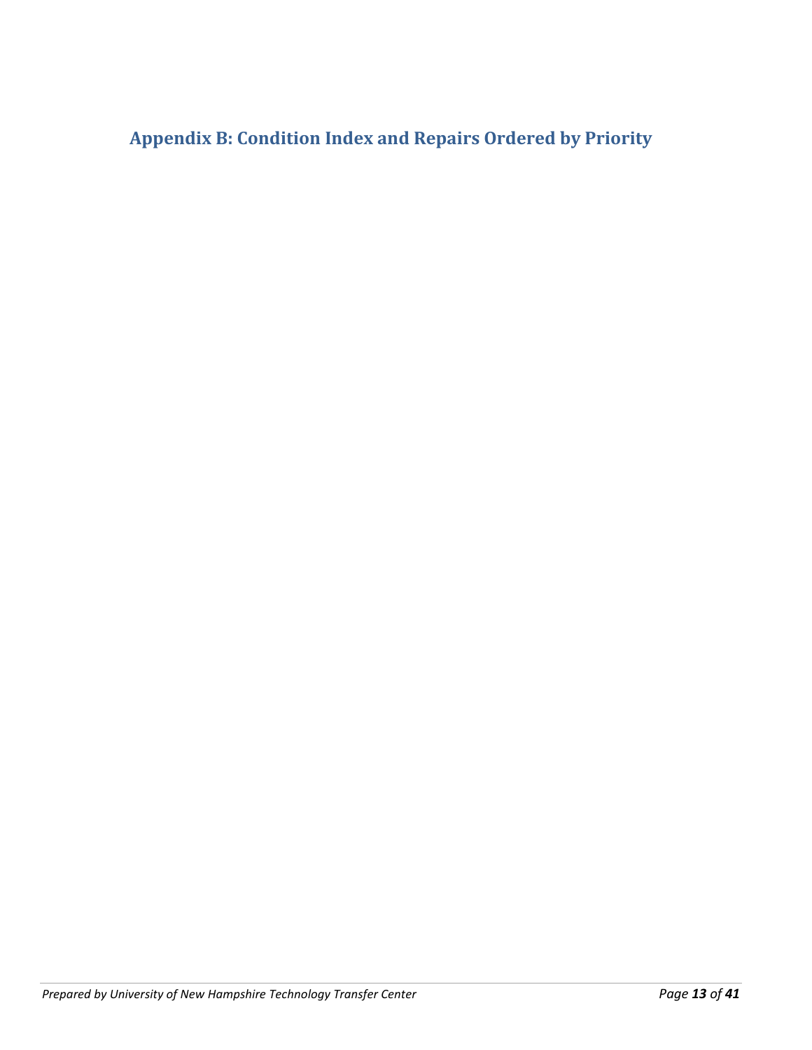## Appendix B: Condition Index and Repairs Ordered by Priority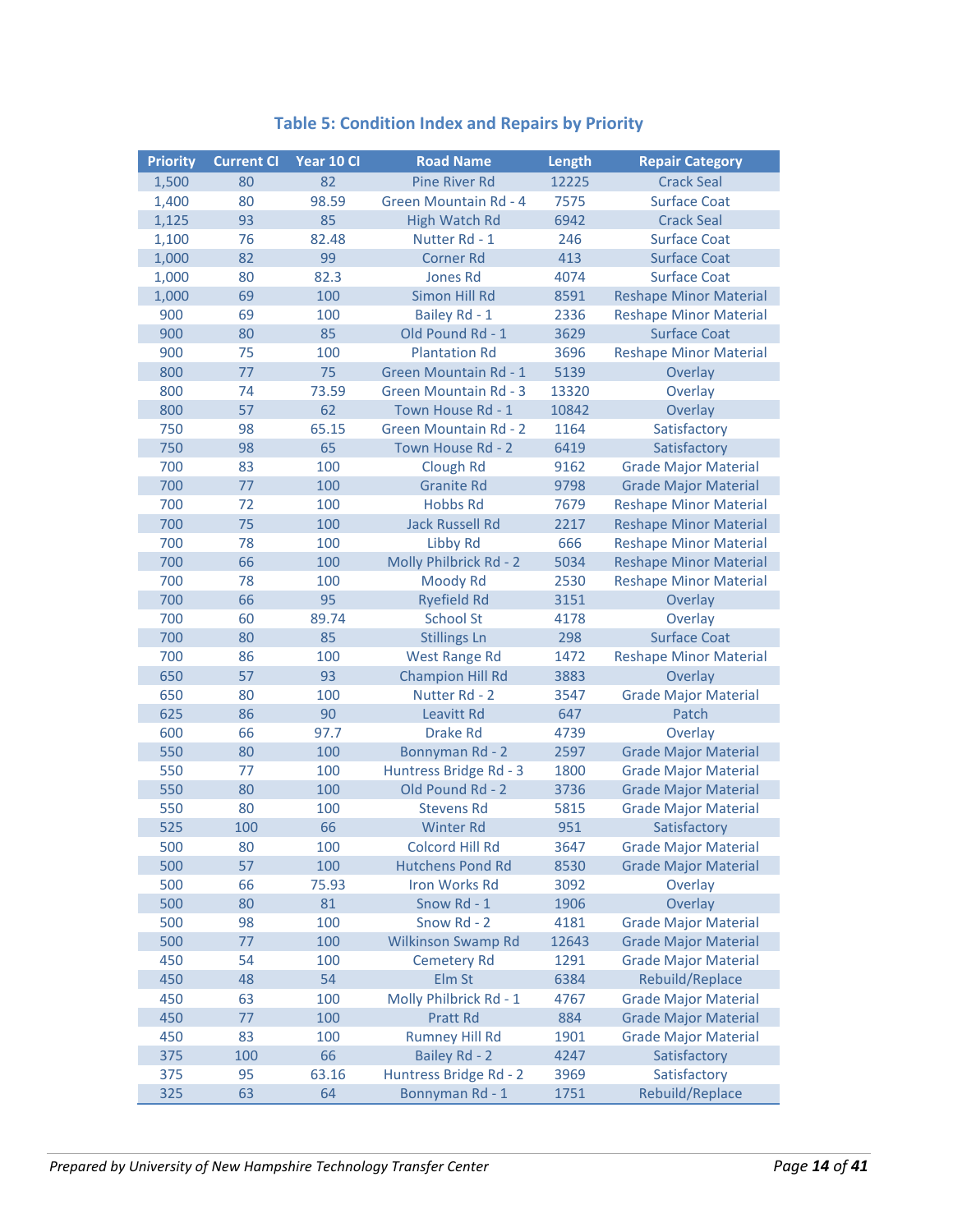### Table 5: Condition Index and Repairs by Priority

| Priority | Current CI | Year 10 CI | Road Name | Length | Repair Category |
|---|---|---|---|---|---|
| 1,500 | 80 | 82 | Pine River Rd | 12225 | Crack Seal |
| 1,400 | 80 | 98.59 | Green Mountain Rd - 4 | 7575 | Surface Coat |
| 1,125 | 93 | 85 | High Watch Rd | 6942 | Crack Seal |
| 1,100 | 76 | 82.48 | Nutter Rd - 1 | 246 | Surface Coat |
| 1,000 | 82 | 99 | Corner Rd | 413 | Surface Coat |
| 1,000 | 80 | 82.3 | Jones Rd | 4074 | Surface Coat |
| 1,000 | 69 | 100 | Simon Hill Rd | 8591 | Reshape Minor Material |
| 900 | 69 | 100 | Bailey Rd - 1 | 2336 | Reshape Minor Material |
| 900 | 80 | 85 | Old Pound Rd - 1 | 3629 | Surface Coat |
| 900 | 75 | 100 | Plantation Rd | 3696 | Reshape Minor Material |
| 800 | 77 | 75 | Green Mountain Rd - 1 | 5139 | Overlay |
| 800 | 74 | 73.59 | Green Mountain Rd - 3 | 13320 | Overlay |
| 800 | 57 | 62 | Town House Rd - 1 | 10842 | Overlay |
| 750 | 98 | 65.15 | Green Mountain Rd - 2 | 1164 | Satisfactory |
| 750 | 98 | 65 | Town House Rd - 2 | 6419 | Satisfactory |
| 700 | 83 | 100 | Clough Rd | 9162 | Grade Major Material |
| 700 | 77 | 100 | Granite Rd | 9798 | Grade Major Material |
| 700 | 72 | 100 | Hobbs Rd | 7679 | Reshape Minor Material |
| 700 | 75 | 100 | Jack Russell Rd | 2217 | Reshape Minor Material |
| 700 | 78 | 100 | Libby Rd | 666 | Reshape Minor Material |
| 700 | 66 | 100 | Molly Philbrick Rd - 2 | 5034 | Reshape Minor Material |
| 700 | 78 | 100 | Moody Rd | 2530 | Reshape Minor Material |
| 700 | 66 | 95 | Ryefield Rd | 3151 | Overlay |
| 700 | 60 | 89.74 | School St | 4178 | Overlay |
| 700 | 80 | 85 | Stillings Ln | 298 | Surface Coat |
| 700 | 86 | 100 | West Range Rd | 1472 | Reshape Minor Material |
| 650 | 57 | 93 | Champion Hill Rd | 3883 | Overlay |
| 650 | 80 | 100 | Nutter Rd - 2 | 3547 | Grade Major Material |
| 625 | 86 | 90 | Leavitt Rd | 647 | Patch |
| 600 | 66 | 97.7 | Drake Rd | 4739 | Overlay |
| 550 | 80 | 100 | Bonnyman Rd - 2 | 2597 | Grade Major Material |
| 550 | 77 | 100 | Huntress Bridge Rd - 3 | 1800 | Grade Major Material |
| 550 | 80 | 100 | Old Pound Rd - 2 | 3736 | Grade Major Material |
| 550 | 80 | 100 | Stevens Rd | 5815 | Grade Major Material |
| 525 | 100 | 66 | Winter Rd | 951 | Satisfactory |
| 500 | 80 | 100 | Colcord Hill Rd | 3647 | Grade Major Material |
| 500 | 57 | 100 | Hutchens Pond Rd | 8530 | Grade Major Material |
| 500 | 66 | 75.93 | Iron Works Rd | 3092 | Overlay |
| 500 | 80 | 81 | Snow Rd - 1 | 1906 | Overlay |
| 500 | 98 | 100 | Snow Rd - 2 | 4181 | Grade Major Material |
| 500 | 77 | 100 | Wilkinson Swamp Rd | 12643 | Grade Major Material |
| 450 | 54 | 100 | Cemetery Rd | 1291 | Grade Major Material |
| 450 | 48 | 54 | Elm St | 6384 | Rebuild/Replace |
| 450 | 63 | 100 | Molly Philbrick Rd - 1 | 4767 | Grade Major Material |
| 450 | 77 | 100 | Pratt Rd | 884 | Grade Major Material |
| 450 | 83 | 100 | Rumney Hill Rd | 1901 | Grade Major Material |
| 375 | 100 | 66 | Bailey Rd - 2 | 4247 | Satisfactory |
| 375 | 95 | 63.16 | Huntress Bridge Rd - 2 | 3969 | Satisfactory |
| 325 | 63 | 64 | Bonnyman Rd - 1 | 1751 | Rebuild/Replace |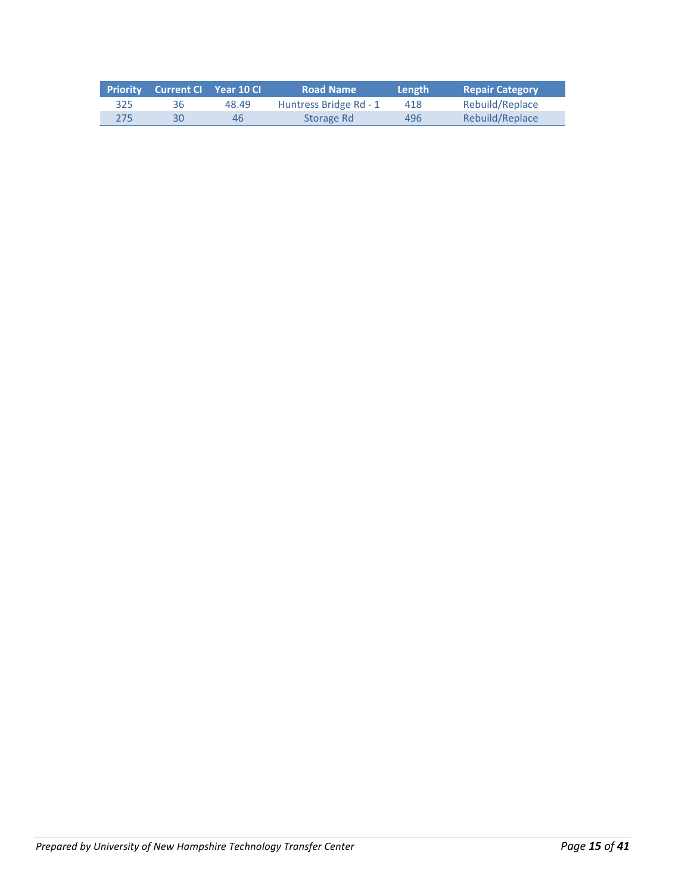| Priority | Current CI | Year 10 CI | Road Name | Length | Repair Category |
|---|---|---|---|---|---|
| 325 | 36 | 48.49 | Huntress Bridge Rd - 1 | 418 | Rebuild/Replace |
| 275 | 30 | 46 | Storage Rd | 496 | Rebuild/Replace |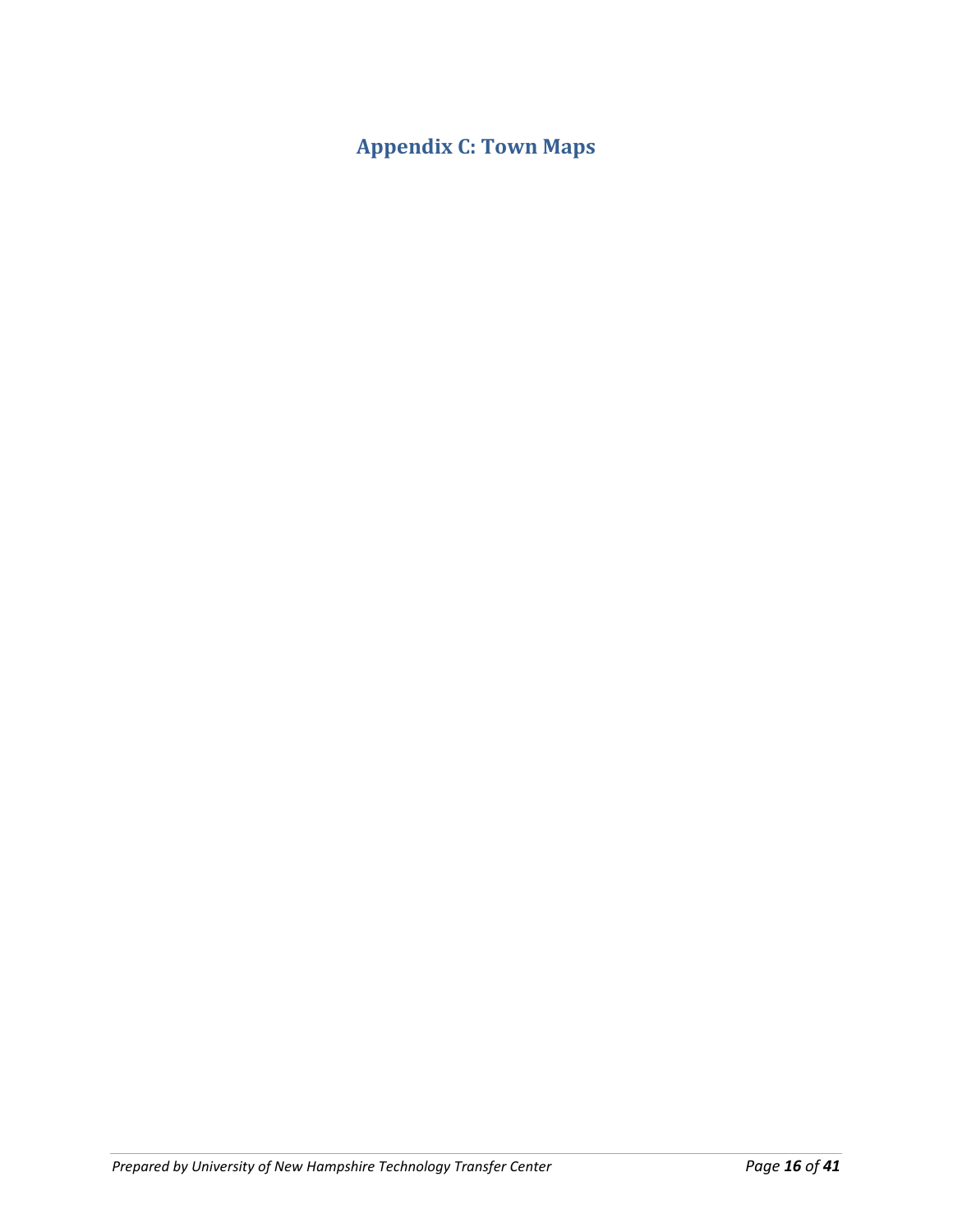# Appendix C: Town Maps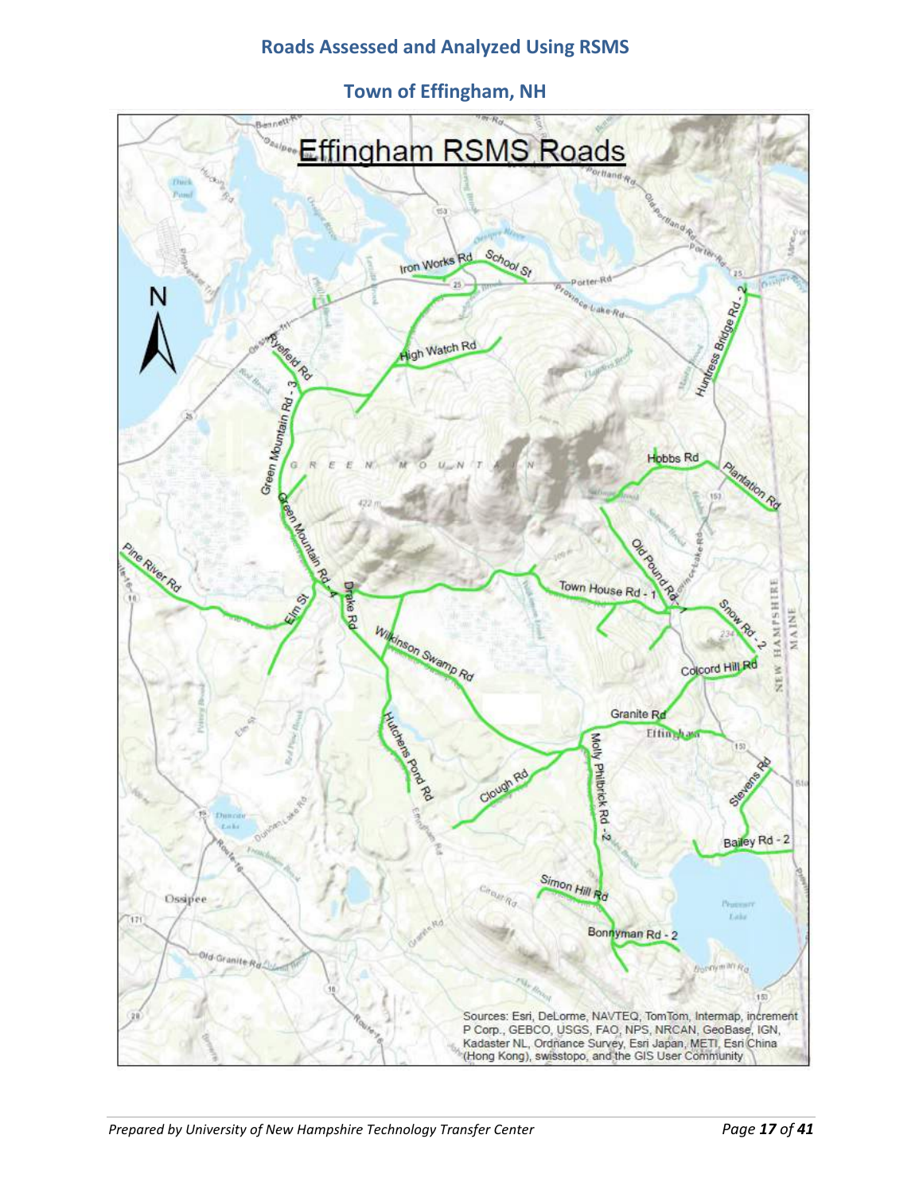# Roads Assessed and Analyzed Using RSMS

## Town of Effingham, NH

Effingham RSMS Roads

Sources: Esri, DeLorme, NAVTEQ, TomTom, Intermap, increment P Corp., GEBCO, USGS, FAO, NPS, NRCAN, GeoBase, IGN, Kadaster NL, Ordnance Survey, Esri Japan, METI, Esri China (Hong Kong), swisstopo, and the GIS User Community

*Prepared by University of New Hampshire Technology Transfer Center*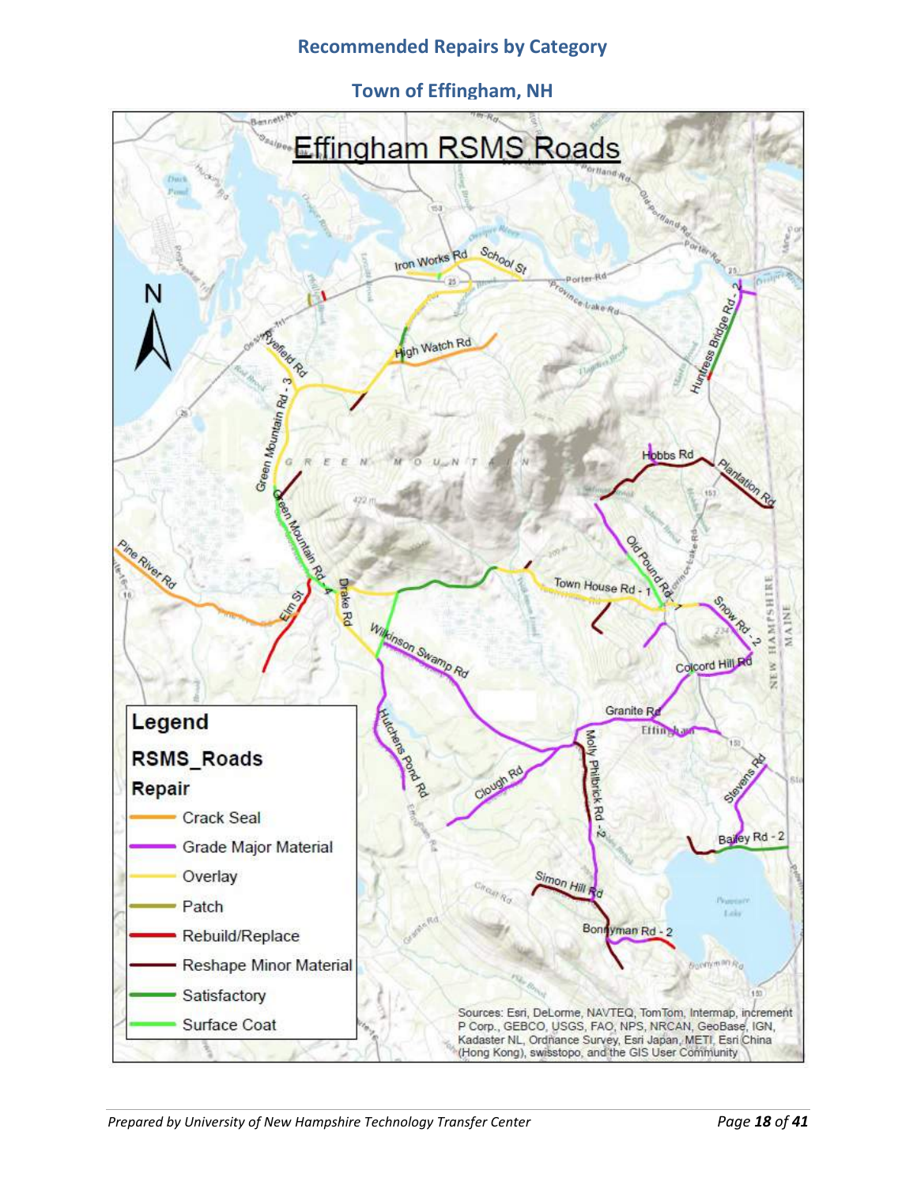## Recommended Repairs by Category

### Town of Effingham, NH

# Effingham RSMS Roads

**Legend**

**RSMS_Roads**

**Repair**

- Crack Seal
- Grade Major Material
- Overlay
- Patch
- Rebuild/Replace
- Reshape Minor Material
- Satisfactory
- Surface Coat

Sources: Esri, DeLorme, NAVTEQ, TomTom, Intermap, increment P Corp., GEBCO, USGS, FAO, NPS, NRCAN, GeoBase, IGN, Kadaster NL, Ordnance Survey, Esri Japan, METI, Esri China (Hong Kong), swisstopo, and the GIS User Community

*Prepared by University of New Hampshire Technology Transfer Center*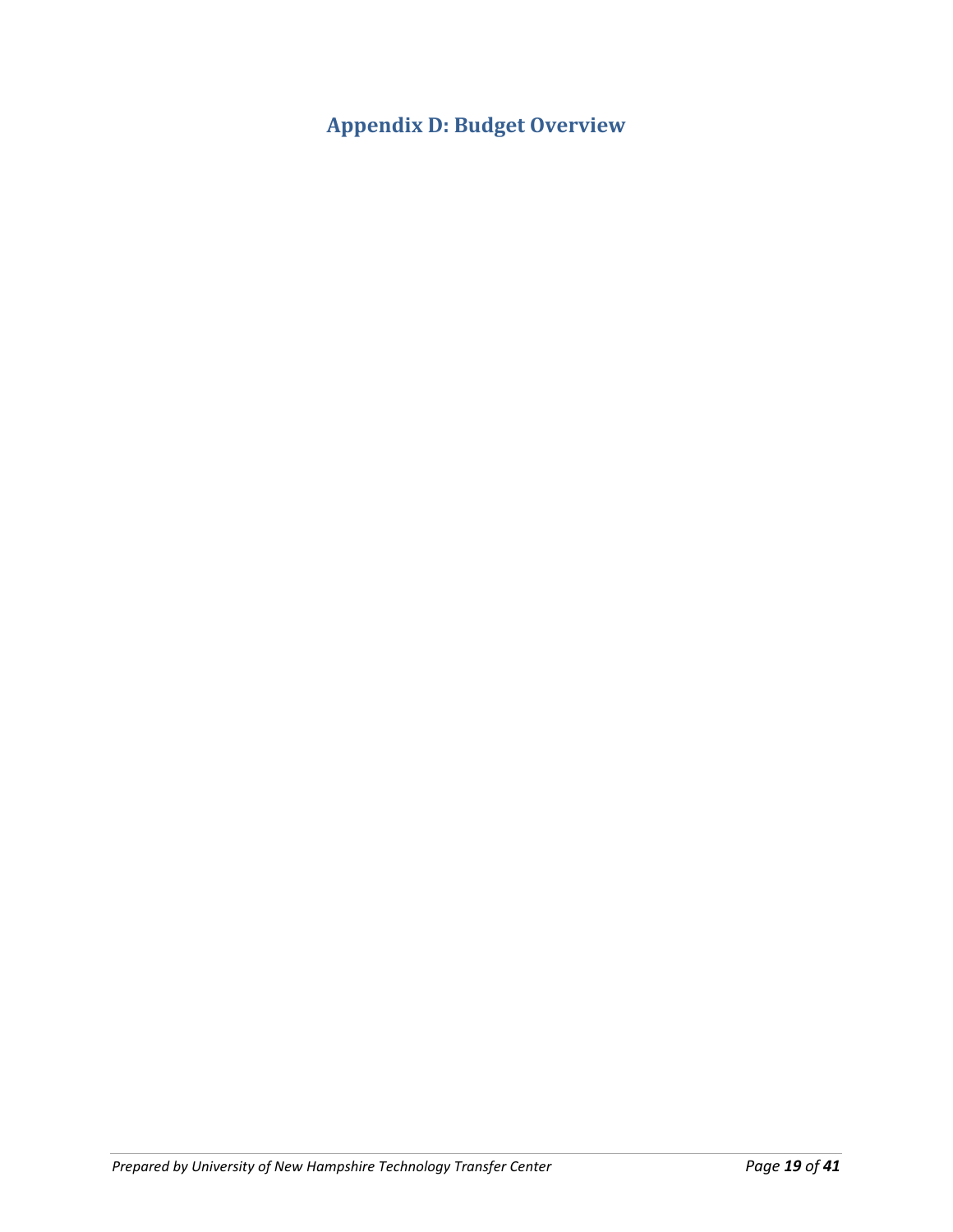# Appendix D: Budget Overview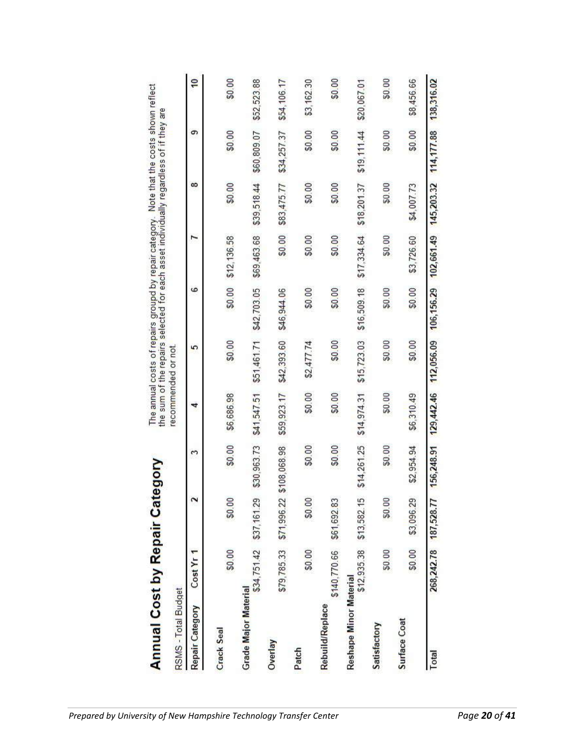## Annual Cost by Repair Category

RSMS - Total Budget

The annual costs of repairs groupd by repair category. Note that the costs shown reflect the sum of the repairs selected for each asset individually regardless of if they are recommended or not.

| Repair Category | Cost Yr 1 | 2 | 3 | 4 | 5 | 6 | 7 | 8 | 9 | 10 |
|---|---|---|---|---|---|---|---|---|---|---|
| Crack Seal | $0.00 | $0.00 | $0.00 | $6,686.98 | $0.00 | $0.00 | $12,136.58 | $0.00 | $0.00 | $0.00 |
| Grade Major Material | $34,751.42 | $37,161.29 | $30,963.73 | $41,547.51 | $51,461.71 | $42,703.05 | $69,463.68 | $39,518.44 | $60,809.07 | $52,523.88 |
| Overlay | $79,785.33 | $71,996.22 | $108,068.98 | $59,923.17 | $42,393.60 | $46,944.06 | $0.00 | $83,475.77 | $34,257.37 | $54,106.17 |
| Patch | $0.00 | $0.00 | $0.00 | $0.00 | $2,477.74 | $0.00 | $0.00 | $0.00 | $0.00 | $3,162.30 |
| Rebuild/Replace | $140,770.66 | $61,692.83 | $0.00 | $0.00 | $0.00 | $0.00 | $0.00 | $0.00 | $0.00 | $0.00 |
| Reshape Minor Material | $12,935.38 | $13,582.15 | $14,261.25 | $14,974.31 | $15,723.03 | $16,509.18 | $17,334.64 | $18,201.37 | $19,111.44 | $20,067.01 |
| Satisfactory | $0.00 | $0.00 | $0.00 | $0.00 | $0.00 | $0.00 | $0.00 | $0.00 | $0.00 | $0.00 |
| Surface Coat | $0.00 | $3,096.29 | $2,954.94 | $6,310.49 | $0.00 | $0.00 | $3,726.60 | $4,007.73 | $0.00 | $8,456.66 |
| **Total** | **268,242.78** | **187,528.77** | **156,248.91** | **129,442.46** | **112,056.09** | **106,156.29** | **102,661.49** | **145,203.32** | **114,177.88** | **138,316.02** |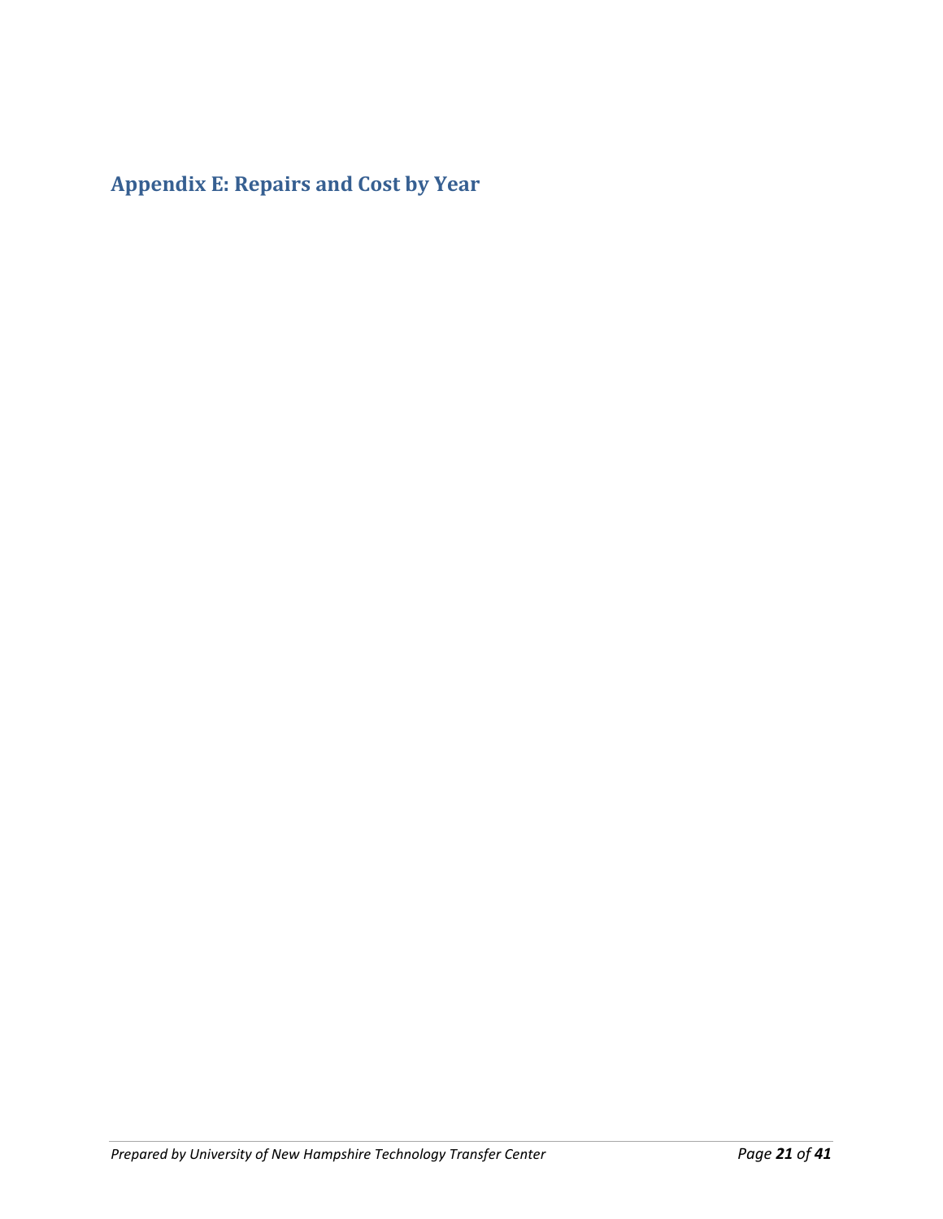## Appendix E: Repairs and Cost by Year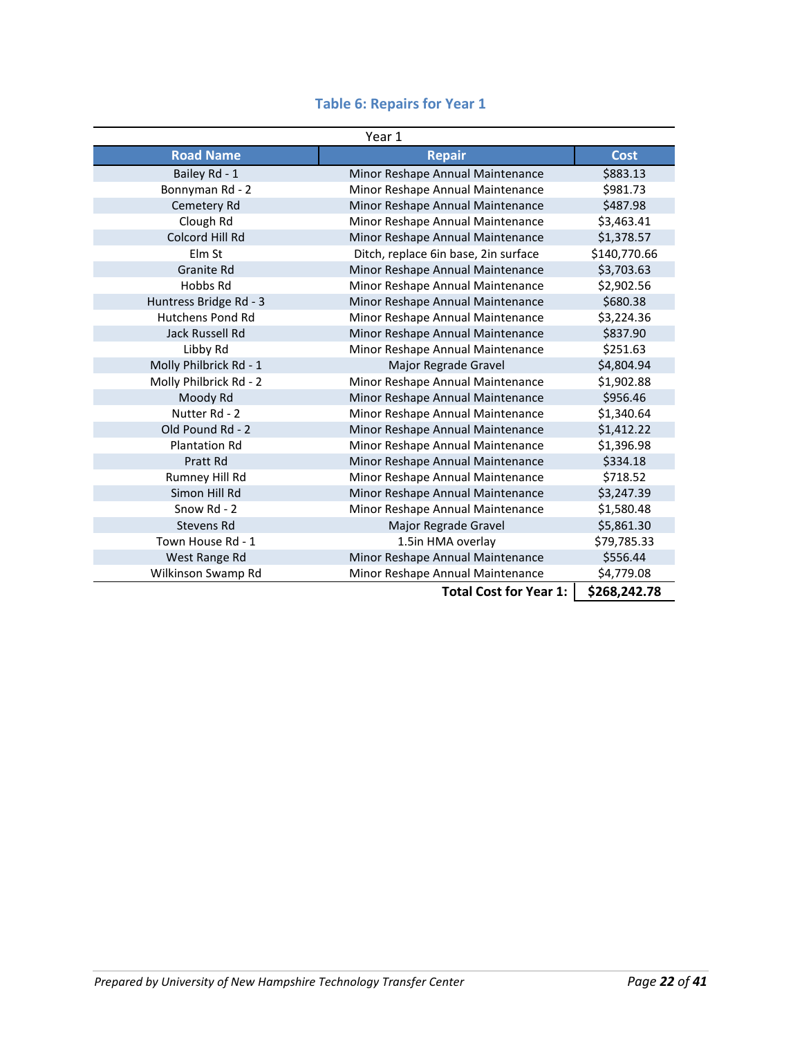### Table 6: Repairs for Year 1

| Year 1 | | |
|---|---|---|
| **Road Name** | **Repair** | **Cost** |
| Bailey Rd - 1 | Minor Reshape Annual Maintenance | $883.13 |
| Bonnyman Rd - 2 | Minor Reshape Annual Maintenance | $981.73 |
| Cemetery Rd | Minor Reshape Annual Maintenance | $487.98 |
| Clough Rd | Minor Reshape Annual Maintenance | $3,463.41 |
| Colcord Hill Rd | Minor Reshape Annual Maintenance | $1,378.57 |
| Elm St | Ditch, replace 6in base, 2in surface | $140,770.66 |
| Granite Rd | Minor Reshape Annual Maintenance | $3,703.63 |
| Hobbs Rd | Minor Reshape Annual Maintenance | $2,902.56 |
| Huntress Bridge Rd - 3 | Minor Reshape Annual Maintenance | $680.38 |
| Hutchens Pond Rd | Minor Reshape Annual Maintenance | $3,224.36 |
| Jack Russell Rd | Minor Reshape Annual Maintenance | $837.90 |
| Libby Rd | Minor Reshape Annual Maintenance | $251.63 |
| Molly Philbrick Rd - 1 | Major Regrade Gravel | $4,804.94 |
| Molly Philbrick Rd - 2 | Minor Reshape Annual Maintenance | $1,902.88 |
| Moody Rd | Minor Reshape Annual Maintenance | $956.46 |
| Nutter Rd - 2 | Minor Reshape Annual Maintenance | $1,340.64 |
| Old Pound Rd - 2 | Minor Reshape Annual Maintenance | $1,412.22 |
| Plantation Rd | Minor Reshape Annual Maintenance | $1,396.98 |
| Pratt Rd | Minor Reshape Annual Maintenance | $334.18 |
| Rumney Hill Rd | Minor Reshape Annual Maintenance | $718.52 |
| Simon Hill Rd | Minor Reshape Annual Maintenance | $3,247.39 |
| Snow Rd - 2 | Minor Reshape Annual Maintenance | $1,580.48 |
| Stevens Rd | Major Regrade Gravel | $5,861.30 |
| Town House Rd - 1 | 1.5in HMA overlay | $79,785.33 |
| West Range Rd | Minor Reshape Annual Maintenance | $556.44 |
| Wilkinson Swamp Rd | Minor Reshape Annual Maintenance | $4,779.08 |
| | **Total Cost for Year 1:** | **$268,242.78** |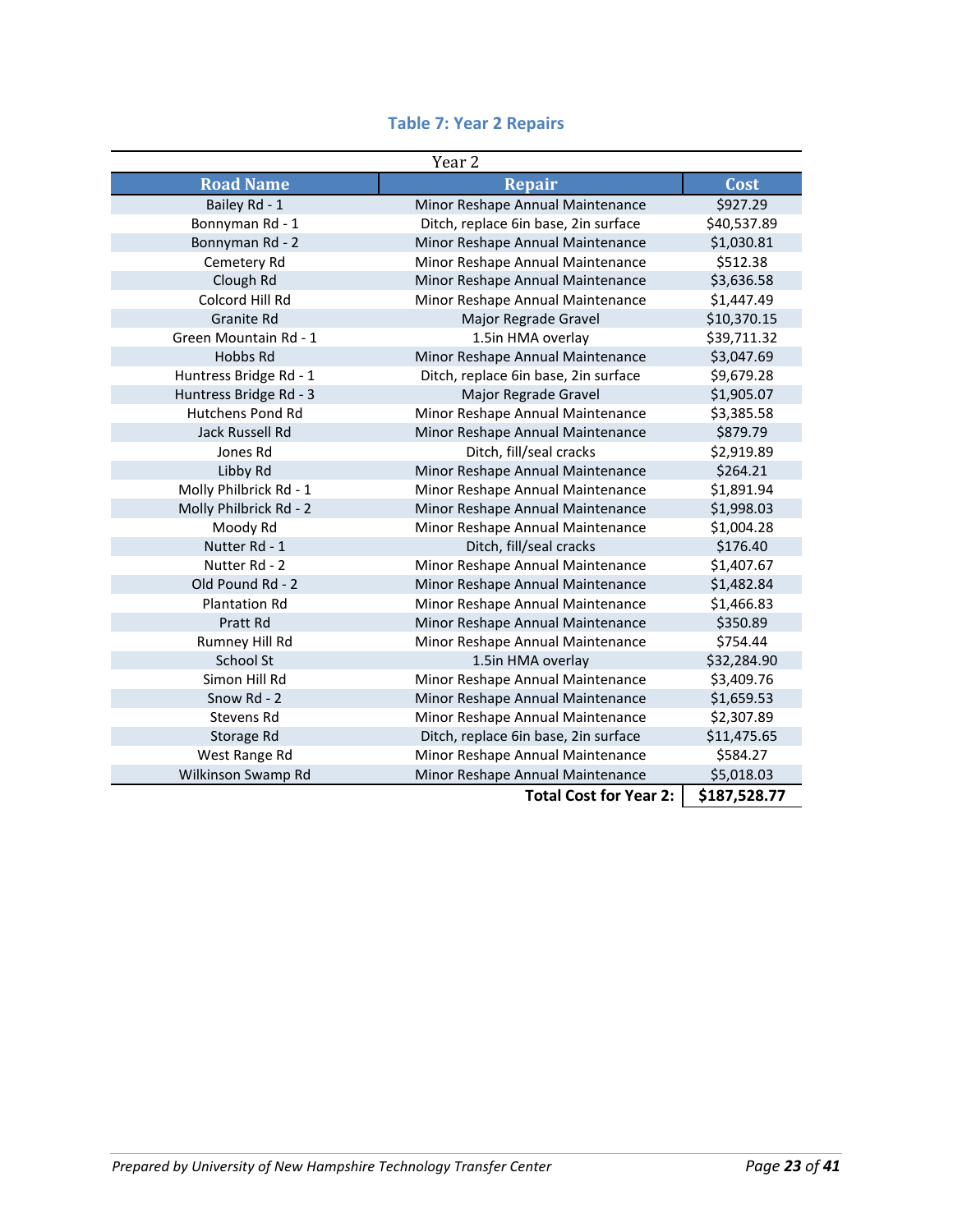### Table 7: Year 2 Repairs

| Year 2 | | |
|---|---|---|
| **Road Name** | **Repair** | **Cost** |
| Bailey Rd - 1 | Minor Reshape Annual Maintenance | $927.29 |
| Bonnyman Rd - 1 | Ditch, replace 6in base, 2in surface | $40,537.89 |
| Bonnyman Rd - 2 | Minor Reshape Annual Maintenance | $1,030.81 |
| Cemetery Rd | Minor Reshape Annual Maintenance | $512.38 |
| Clough Rd | Minor Reshape Annual Maintenance | $3,636.58 |
| Colcord Hill Rd | Minor Reshape Annual Maintenance | $1,447.49 |
| Granite Rd | Major Regrade Gravel | $10,370.15 |
| Green Mountain Rd - 1 | 1.5in HMA overlay | $39,711.32 |
| Hobbs Rd | Minor Reshape Annual Maintenance | $3,047.69 |
| Huntress Bridge Rd - 1 | Ditch, replace 6in base, 2in surface | $9,679.28 |
| Huntress Bridge Rd - 3 | Major Regrade Gravel | $1,905.07 |
| Hutchens Pond Rd | Minor Reshape Annual Maintenance | $3,385.58 |
| Jack Russell Rd | Minor Reshape Annual Maintenance | $879.79 |
| Jones Rd | Ditch, fill/seal cracks | $2,919.89 |
| Libby Rd | Minor Reshape Annual Maintenance | $264.21 |
| Molly Philbrick Rd - 1 | Minor Reshape Annual Maintenance | $1,891.94 |
| Molly Philbrick Rd - 2 | Minor Reshape Annual Maintenance | $1,998.03 |
| Moody Rd | Minor Reshape Annual Maintenance | $1,004.28 |
| Nutter Rd - 1 | Ditch, fill/seal cracks | $176.40 |
| Nutter Rd - 2 | Minor Reshape Annual Maintenance | $1,407.67 |
| Old Pound Rd - 2 | Minor Reshape Annual Maintenance | $1,482.84 |
| Plantation Rd | Minor Reshape Annual Maintenance | $1,466.83 |
| Pratt Rd | Minor Reshape Annual Maintenance | $350.89 |
| Rumney Hill Rd | Minor Reshape Annual Maintenance | $754.44 |
| School St | 1.5in HMA overlay | $32,284.90 |
| Simon Hill Rd | Minor Reshape Annual Maintenance | $3,409.76 |
| Snow Rd - 2 | Minor Reshape Annual Maintenance | $1,659.53 |
| Stevens Rd | Minor Reshape Annual Maintenance | $2,307.89 |
| Storage Rd | Ditch, replace 6in base, 2in surface | $11,475.65 |
| West Range Rd | Minor Reshape Annual Maintenance | $584.27 |
| Wilkinson Swamp Rd | Minor Reshape Annual Maintenance | $5,018.03 |
| | **Total Cost for Year 2:** | **$187,528.77** |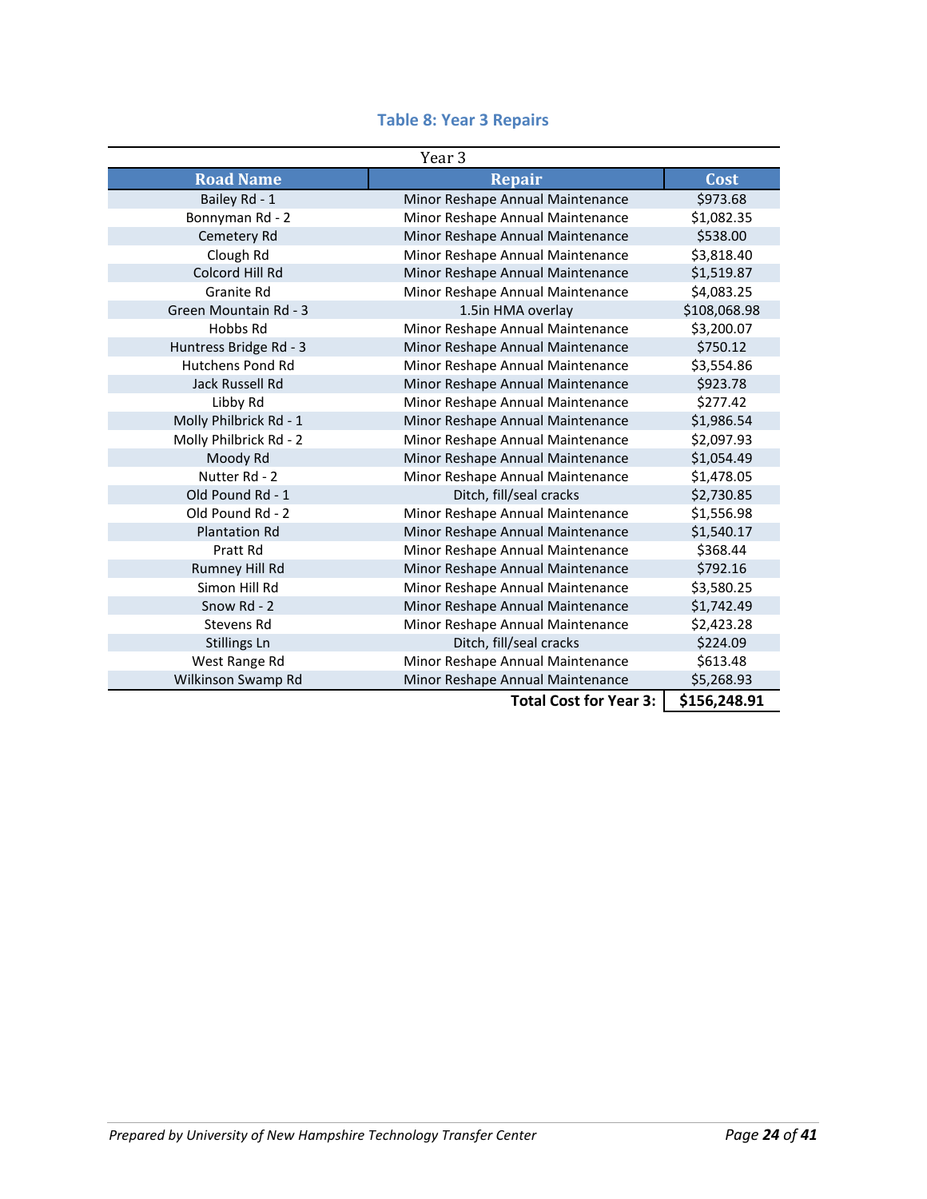### Table 8: Year 3 Repairs

| Year 3 | | |
|---|---|---|
| **Road Name** | **Repair** | **Cost** |
| Bailey Rd - 1 | Minor Reshape Annual Maintenance | $973.68 |
| Bonnyman Rd - 2 | Minor Reshape Annual Maintenance | $1,082.35 |
| Cemetery Rd | Minor Reshape Annual Maintenance | $538.00 |
| Clough Rd | Minor Reshape Annual Maintenance | $3,818.40 |
| Colcord Hill Rd | Minor Reshape Annual Maintenance | $1,519.87 |
| Granite Rd | Minor Reshape Annual Maintenance | $4,083.25 |
| Green Mountain Rd - 3 | 1.5in HMA overlay | $108,068.98 |
| Hobbs Rd | Minor Reshape Annual Maintenance | $3,200.07 |
| Huntress Bridge Rd - 3 | Minor Reshape Annual Maintenance | $750.12 |
| Hutchens Pond Rd | Minor Reshape Annual Maintenance | $3,554.86 |
| Jack Russell Rd | Minor Reshape Annual Maintenance | $923.78 |
| Libby Rd | Minor Reshape Annual Maintenance | $277.42 |
| Molly Philbrick Rd - 1 | Minor Reshape Annual Maintenance | $1,986.54 |
| Molly Philbrick Rd - 2 | Minor Reshape Annual Maintenance | $2,097.93 |
| Moody Rd | Minor Reshape Annual Maintenance | $1,054.49 |
| Nutter Rd - 2 | Minor Reshape Annual Maintenance | $1,478.05 |
| Old Pound Rd - 1 | Ditch, fill/seal cracks | $2,730.85 |
| Old Pound Rd - 2 | Minor Reshape Annual Maintenance | $1,556.98 |
| Plantation Rd | Minor Reshape Annual Maintenance | $1,540.17 |
| Pratt Rd | Minor Reshape Annual Maintenance | $368.44 |
| Rumney Hill Rd | Minor Reshape Annual Maintenance | $792.16 |
| Simon Hill Rd | Minor Reshape Annual Maintenance | $3,580.25 |
| Snow Rd - 2 | Minor Reshape Annual Maintenance | $1,742.49 |
| Stevens Rd | Minor Reshape Annual Maintenance | $2,423.28 |
| Stillings Ln | Ditch, fill/seal cracks | $224.09 |
| West Range Rd | Minor Reshape Annual Maintenance | $613.48 |
| Wilkinson Swamp Rd | Minor Reshape Annual Maintenance | $5,268.93 |
| | **Total Cost for Year 3:** | **$156,248.91** |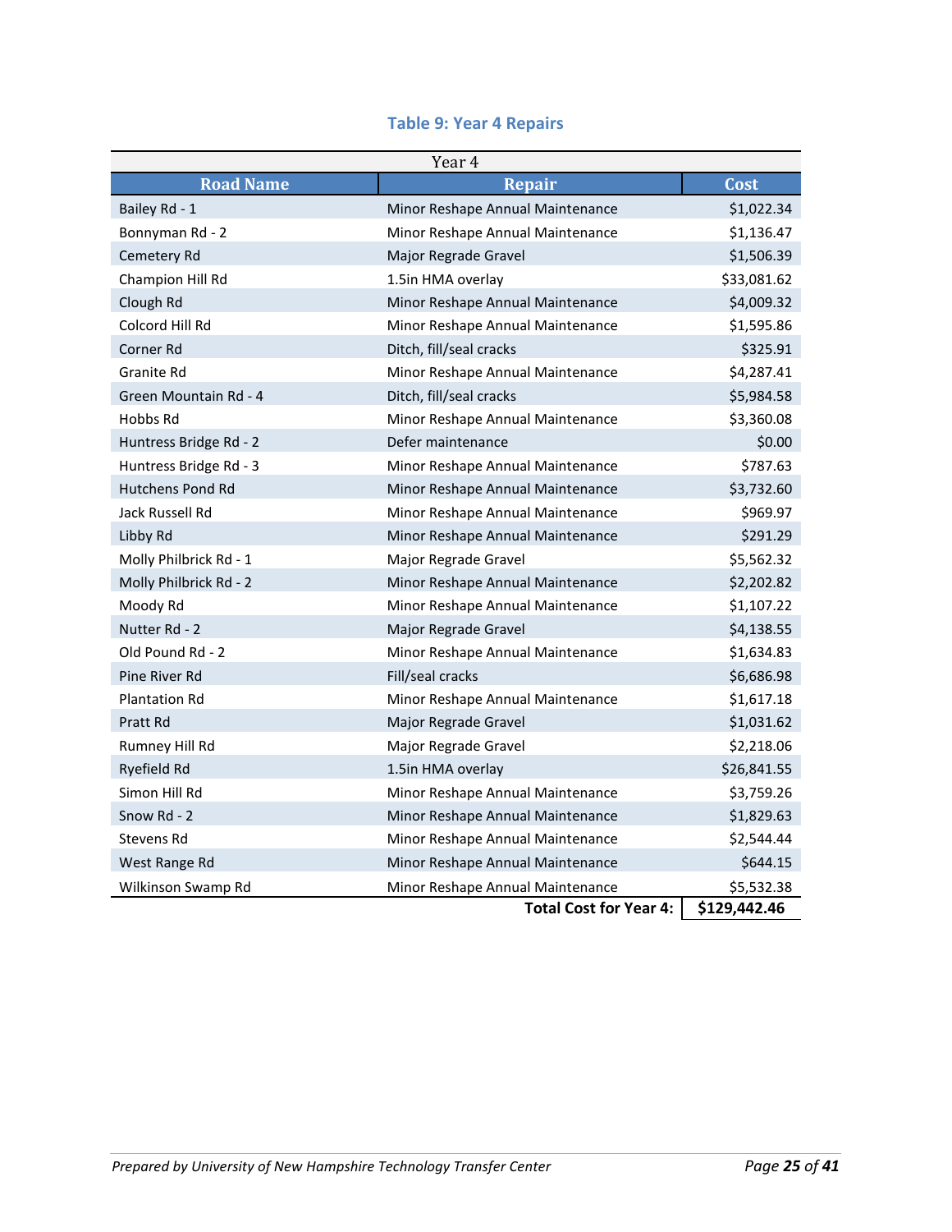### Table 9: Year 4 Repairs

| Year 4 | | |
|---|---|---|
| **Road Name** | **Repair** | **Cost** |
| Bailey Rd - 1 | Minor Reshape Annual Maintenance | $1,022.34 |
| Bonnyman Rd - 2 | Minor Reshape Annual Maintenance | $1,136.47 |
| Cemetery Rd | Major Regrade Gravel | $1,506.39 |
| Champion Hill Rd | 1.5in HMA overlay | $33,081.62 |
| Clough Rd | Minor Reshape Annual Maintenance | $4,009.32 |
| Colcord Hill Rd | Minor Reshape Annual Maintenance | $1,595.86 |
| Corner Rd | Ditch, fill/seal cracks | $325.91 |
| Granite Rd | Minor Reshape Annual Maintenance | $4,287.41 |
| Green Mountain Rd - 4 | Ditch, fill/seal cracks | $5,984.58 |
| Hobbs Rd | Minor Reshape Annual Maintenance | $3,360.08 |
| Huntress Bridge Rd - 2 | Defer maintenance | $0.00 |
| Huntress Bridge Rd - 3 | Minor Reshape Annual Maintenance | $787.63 |
| Hutchens Pond Rd | Minor Reshape Annual Maintenance | $3,732.60 |
| Jack Russell Rd | Minor Reshape Annual Maintenance | $969.97 |
| Libby Rd | Minor Reshape Annual Maintenance | $291.29 |
| Molly Philbrick Rd - 1 | Major Regrade Gravel | $5,562.32 |
| Molly Philbrick Rd - 2 | Minor Reshape Annual Maintenance | $2,202.82 |
| Moody Rd | Minor Reshape Annual Maintenance | $1,107.22 |
| Nutter Rd - 2 | Major Regrade Gravel | $4,138.55 |
| Old Pound Rd - 2 | Minor Reshape Annual Maintenance | $1,634.83 |
| Pine River Rd | Fill/seal cracks | $6,686.98 |
| Plantation Rd | Minor Reshape Annual Maintenance | $1,617.18 |
| Pratt Rd | Major Regrade Gravel | $1,031.62 |
| Rumney Hill Rd | Major Regrade Gravel | $2,218.06 |
| Ryefield Rd | 1.5in HMA overlay | $26,841.55 |
| Simon Hill Rd | Minor Reshape Annual Maintenance | $3,759.26 |
| Snow Rd - 2 | Minor Reshape Annual Maintenance | $1,829.63 |
| Stevens Rd | Minor Reshape Annual Maintenance | $2,544.44 |
| West Range Rd | Minor Reshape Annual Maintenance | $644.15 |
| Wilkinson Swamp Rd | Minor Reshape Annual Maintenance | $5,532.38 |
| | **Total Cost for Year 4:** | **$129,442.46** |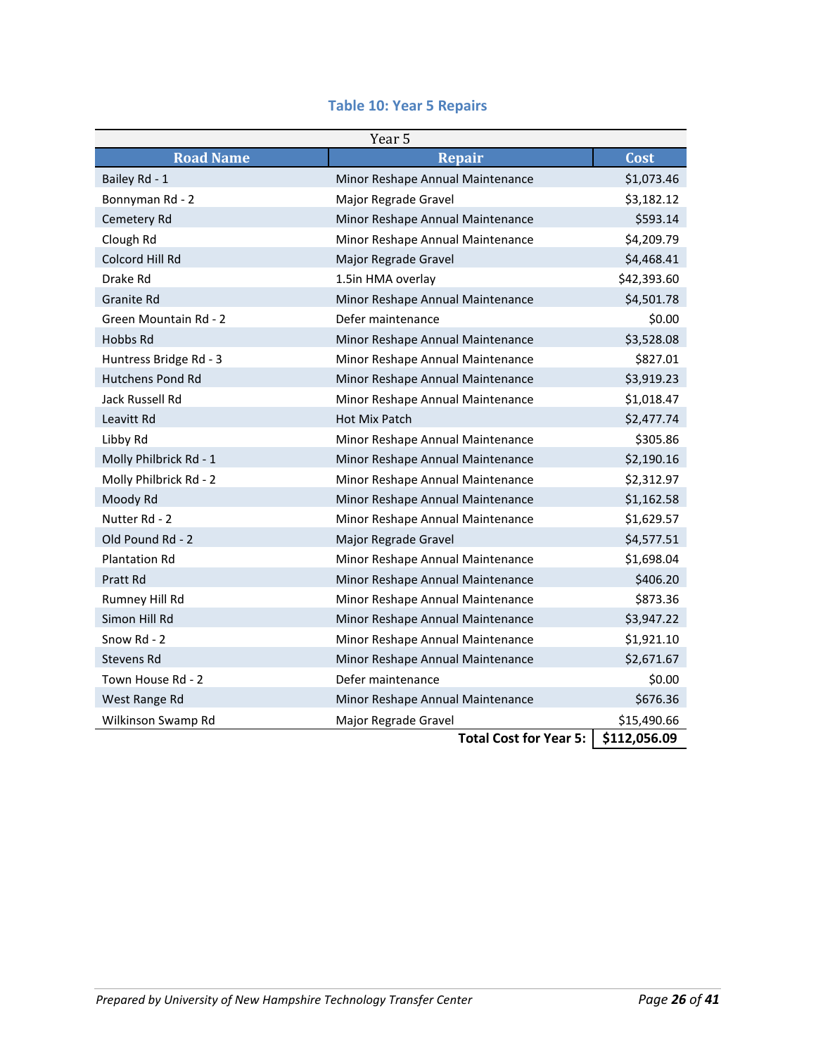### Table 10: Year 5 Repairs

| Year 5 | | |
|---|---|---|
| **Road Name** | **Repair** | **Cost** |
| Bailey Rd - 1 | Minor Reshape Annual Maintenance | $1,073.46 |
| Bonnyman Rd - 2 | Major Regrade Gravel | $3,182.12 |
| Cemetery Rd | Minor Reshape Annual Maintenance | $593.14 |
| Clough Rd | Minor Reshape Annual Maintenance | $4,209.79 |
| Colcord Hill Rd | Major Regrade Gravel | $4,468.41 |
| Drake Rd | 1.5in HMA overlay | $42,393.60 |
| Granite Rd | Minor Reshape Annual Maintenance | $4,501.78 |
| Green Mountain Rd - 2 | Defer maintenance | $0.00 |
| Hobbs Rd | Minor Reshape Annual Maintenance | $3,528.08 |
| Huntress Bridge Rd - 3 | Minor Reshape Annual Maintenance | $827.01 |
| Hutchens Pond Rd | Minor Reshape Annual Maintenance | $3,919.23 |
| Jack Russell Rd | Minor Reshape Annual Maintenance | $1,018.47 |
| Leavitt Rd | Hot Mix Patch | $2,477.74 |
| Libby Rd | Minor Reshape Annual Maintenance | $305.86 |
| Molly Philbrick Rd - 1 | Minor Reshape Annual Maintenance | $2,190.16 |
| Molly Philbrick Rd - 2 | Minor Reshape Annual Maintenance | $2,312.97 |
| Moody Rd | Minor Reshape Annual Maintenance | $1,162.58 |
| Nutter Rd - 2 | Minor Reshape Annual Maintenance | $1,629.57 |
| Old Pound Rd - 2 | Major Regrade Gravel | $4,577.51 |
| Plantation Rd | Minor Reshape Annual Maintenance | $1,698.04 |
| Pratt Rd | Minor Reshape Annual Maintenance | $406.20 |
| Rumney Hill Rd | Minor Reshape Annual Maintenance | $873.36 |
| Simon Hill Rd | Minor Reshape Annual Maintenance | $3,947.22 |
| Snow Rd - 2 | Minor Reshape Annual Maintenance | $1,921.10 |
| Stevens Rd | Minor Reshape Annual Maintenance | $2,671.67 |
| Town House Rd - 2 | Defer maintenance | $0.00 |
| West Range Rd | Minor Reshape Annual Maintenance | $676.36 |
| Wilkinson Swamp Rd | Major Regrade Gravel | $15,490.66 |
| | **Total Cost for Year 5:** | **$112,056.09** |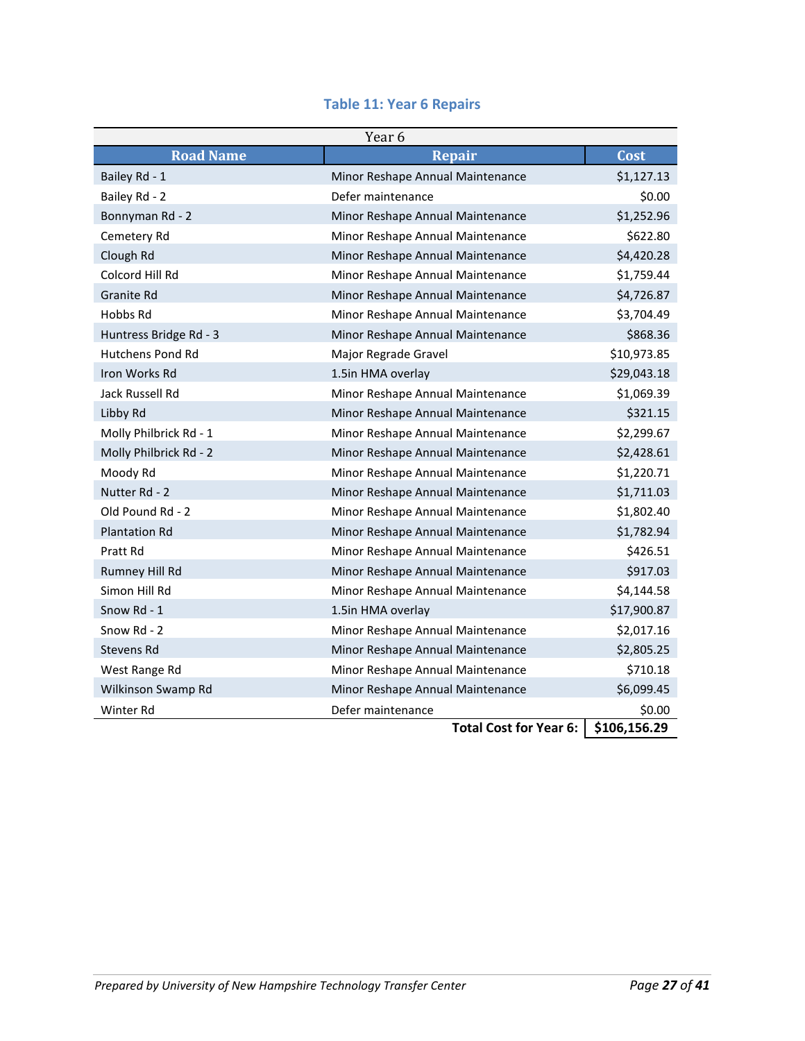### Table 11: Year 6 Repairs

| Year 6 | | |
|---|---|---|
| **Road Name** | **Repair** | **Cost** |
| Bailey Rd - 1 | Minor Reshape Annual Maintenance | $1,127.13 |
| Bailey Rd - 2 | Defer maintenance | $0.00 |
| Bonnyman Rd - 2 | Minor Reshape Annual Maintenance | $1,252.96 |
| Cemetery Rd | Minor Reshape Annual Maintenance | $622.80 |
| Clough Rd | Minor Reshape Annual Maintenance | $4,420.28 |
| Colcord Hill Rd | Minor Reshape Annual Maintenance | $1,759.44 |
| Granite Rd | Minor Reshape Annual Maintenance | $4,726.87 |
| Hobbs Rd | Minor Reshape Annual Maintenance | $3,704.49 |
| Huntress Bridge Rd - 3 | Minor Reshape Annual Maintenance | $868.36 |
| Hutchens Pond Rd | Major Regrade Gravel | $10,973.85 |
| Iron Works Rd | 1.5in HMA overlay | $29,043.18 |
| Jack Russell Rd | Minor Reshape Annual Maintenance | $1,069.39 |
| Libby Rd | Minor Reshape Annual Maintenance | $321.15 |
| Molly Philbrick Rd - 1 | Minor Reshape Annual Maintenance | $2,299.67 |
| Molly Philbrick Rd - 2 | Minor Reshape Annual Maintenance | $2,428.61 |
| Moody Rd | Minor Reshape Annual Maintenance | $1,220.71 |
| Nutter Rd - 2 | Minor Reshape Annual Maintenance | $1,711.03 |
| Old Pound Rd - 2 | Minor Reshape Annual Maintenance | $1,802.40 |
| Plantation Rd | Minor Reshape Annual Maintenance | $1,782.94 |
| Pratt Rd | Minor Reshape Annual Maintenance | $426.51 |
| Rumney Hill Rd | Minor Reshape Annual Maintenance | $917.03 |
| Simon Hill Rd | Minor Reshape Annual Maintenance | $4,144.58 |
| Snow Rd - 1 | 1.5in HMA overlay | $17,900.87 |
| Snow Rd - 2 | Minor Reshape Annual Maintenance | $2,017.16 |
| Stevens Rd | Minor Reshape Annual Maintenance | $2,805.25 |
| West Range Rd | Minor Reshape Annual Maintenance | $710.18 |
| Wilkinson Swamp Rd | Minor Reshape Annual Maintenance | $6,099.45 |
| Winter Rd | Defer maintenance | $0.00 |
| | **Total Cost for Year 6:** | **$106,156.29** |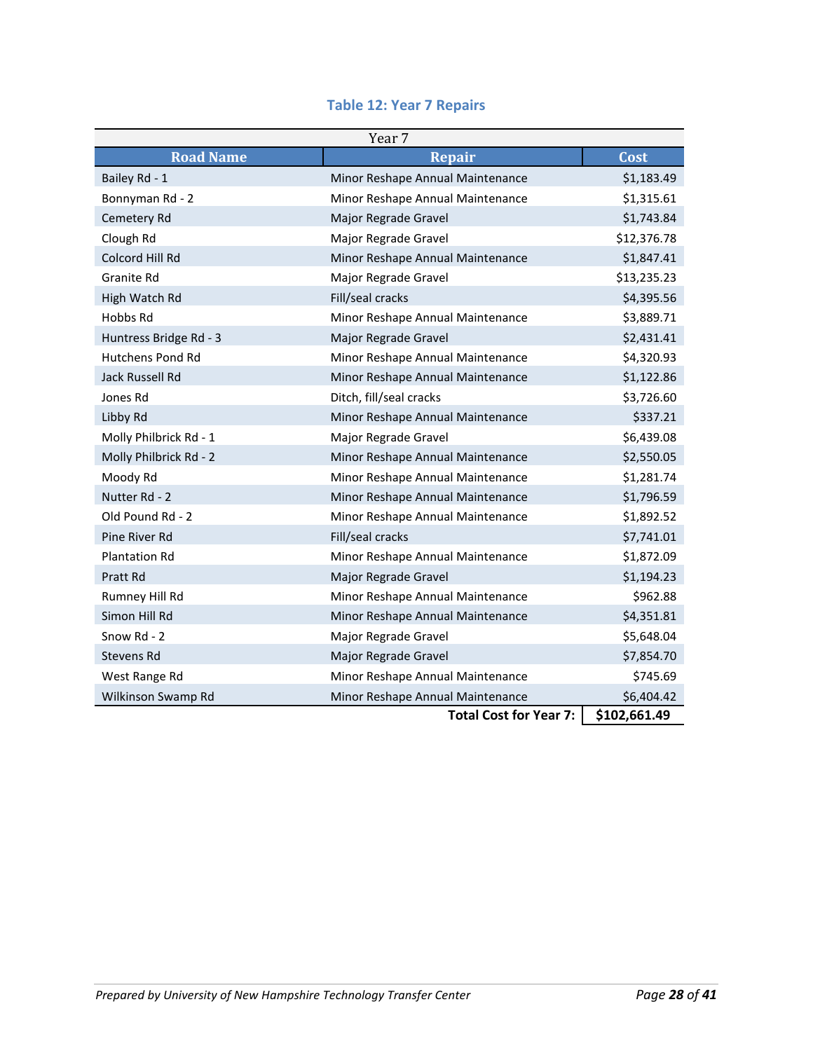### Table 12: Year 7 Repairs

| Year 7 | | |
|---|---|---|
| **Road Name** | **Repair** | **Cost** |
| Bailey Rd - 1 | Minor Reshape Annual Maintenance | $1,183.49 |
| Bonnyman Rd - 2 | Minor Reshape Annual Maintenance | $1,315.61 |
| Cemetery Rd | Major Regrade Gravel | $1,743.84 |
| Clough Rd | Major Regrade Gravel | $12,376.78 |
| Colcord Hill Rd | Minor Reshape Annual Maintenance | $1,847.41 |
| Granite Rd | Major Regrade Gravel | $13,235.23 |
| High Watch Rd | Fill/seal cracks | $4,395.56 |
| Hobbs Rd | Minor Reshape Annual Maintenance | $3,889.71 |
| Huntress Bridge Rd - 3 | Major Regrade Gravel | $2,431.41 |
| Hutchens Pond Rd | Minor Reshape Annual Maintenance | $4,320.93 |
| Jack Russell Rd | Minor Reshape Annual Maintenance | $1,122.86 |
| Jones Rd | Ditch, fill/seal cracks | $3,726.60 |
| Libby Rd | Minor Reshape Annual Maintenance | $337.21 |
| Molly Philbrick Rd - 1 | Major Regrade Gravel | $6,439.08 |
| Molly Philbrick Rd - 2 | Minor Reshape Annual Maintenance | $2,550.05 |
| Moody Rd | Minor Reshape Annual Maintenance | $1,281.74 |
| Nutter Rd - 2 | Minor Reshape Annual Maintenance | $1,796.59 |
| Old Pound Rd - 2 | Minor Reshape Annual Maintenance | $1,892.52 |
| Pine River Rd | Fill/seal cracks | $7,741.01 |
| Plantation Rd | Minor Reshape Annual Maintenance | $1,872.09 |
| Pratt Rd | Major Regrade Gravel | $1,194.23 |
| Rumney Hill Rd | Minor Reshape Annual Maintenance | $962.88 |
| Simon Hill Rd | Minor Reshape Annual Maintenance | $4,351.81 |
| Snow Rd - 2 | Major Regrade Gravel | $5,648.04 |
| Stevens Rd | Major Regrade Gravel | $7,854.70 |
| West Range Rd | Minor Reshape Annual Maintenance | $745.69 |
| Wilkinson Swamp Rd | Minor Reshape Annual Maintenance | $6,404.42 |
| | **Total Cost for Year 7:** | **$102,661.49** |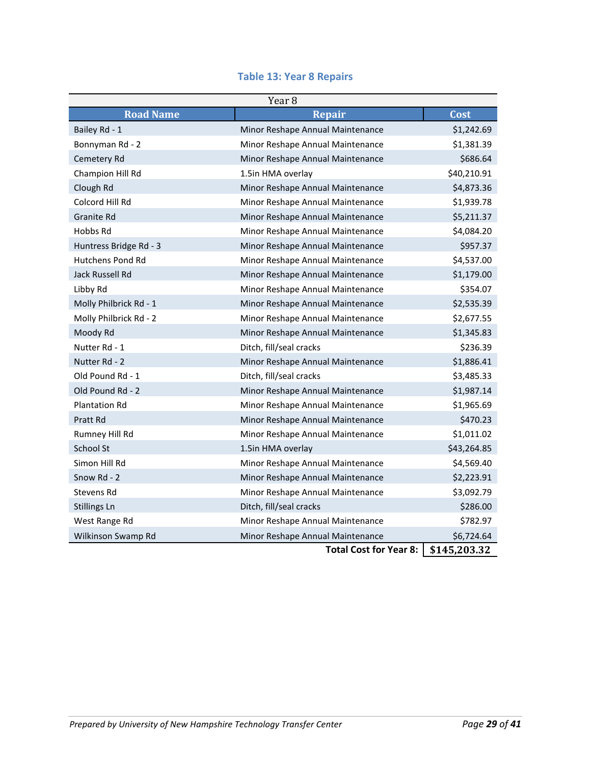### Table 13: Year 8 Repairs

| Year 8 | | |
|---|---|---|
| **Road Name** | **Repair** | **Cost** |
| Bailey Rd - 1 | Minor Reshape Annual Maintenance | $1,242.69 |
| Bonnyman Rd - 2 | Minor Reshape Annual Maintenance | $1,381.39 |
| Cemetery Rd | Minor Reshape Annual Maintenance | $686.64 |
| Champion Hill Rd | 1.5in HMA overlay | $40,210.91 |
| Clough Rd | Minor Reshape Annual Maintenance | $4,873.36 |
| Colcord Hill Rd | Minor Reshape Annual Maintenance | $1,939.78 |
| Granite Rd | Minor Reshape Annual Maintenance | $5,211.37 |
| Hobbs Rd | Minor Reshape Annual Maintenance | $4,084.20 |
| Huntress Bridge Rd - 3 | Minor Reshape Annual Maintenance | $957.37 |
| Hutchens Pond Rd | Minor Reshape Annual Maintenance | $4,537.00 |
| Jack Russell Rd | Minor Reshape Annual Maintenance | $1,179.00 |
| Libby Rd | Minor Reshape Annual Maintenance | $354.07 |
| Molly Philbrick Rd - 1 | Minor Reshape Annual Maintenance | $2,535.39 |
| Molly Philbrick Rd - 2 | Minor Reshape Annual Maintenance | $2,677.55 |
| Moody Rd | Minor Reshape Annual Maintenance | $1,345.83 |
| Nutter Rd - 1 | Ditch, fill/seal cracks | $236.39 |
| Nutter Rd - 2 | Minor Reshape Annual Maintenance | $1,886.41 |
| Old Pound Rd - 1 | Ditch, fill/seal cracks | $3,485.33 |
| Old Pound Rd - 2 | Minor Reshape Annual Maintenance | $1,987.14 |
| Plantation Rd | Minor Reshape Annual Maintenance | $1,965.69 |
| Pratt Rd | Minor Reshape Annual Maintenance | $470.23 |
| Rumney Hill Rd | Minor Reshape Annual Maintenance | $1,011.02 |
| School St | 1.5in HMA overlay | $43,264.85 |
| Simon Hill Rd | Minor Reshape Annual Maintenance | $4,569.40 |
| Snow Rd - 2 | Minor Reshape Annual Maintenance | $2,223.91 |
| Stevens Rd | Minor Reshape Annual Maintenance | $3,092.79 |
| Stillings Ln | Ditch, fill/seal cracks | $286.00 |
| West Range Rd | Minor Reshape Annual Maintenance | $782.97 |
| Wilkinson Swamp Rd | Minor Reshape Annual Maintenance | $6,724.64 |
| | **Total Cost for Year 8:** | **$145,203.32** |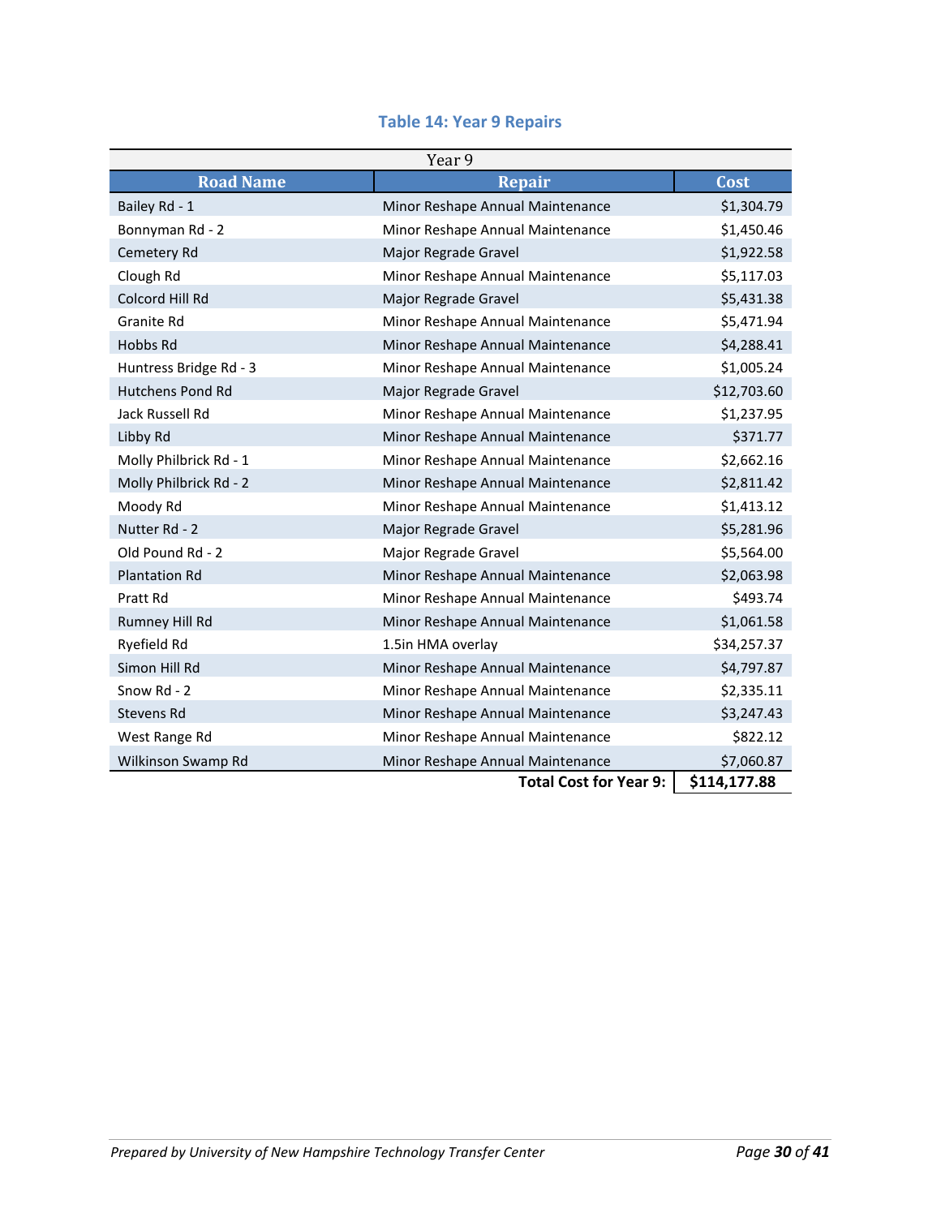### Table 14: Year 9 Repairs

| Year 9 | | |
|---|---|---|
| **Road Name** | **Repair** | **Cost** |
| Bailey Rd - 1 | Minor Reshape Annual Maintenance | $1,304.79 |
| Bonnyman Rd - 2 | Minor Reshape Annual Maintenance | $1,450.46 |
| Cemetery Rd | Major Regrade Gravel | $1,922.58 |
| Clough Rd | Minor Reshape Annual Maintenance | $5,117.03 |
| Colcord Hill Rd | Major Regrade Gravel | $5,431.38 |
| Granite Rd | Minor Reshape Annual Maintenance | $5,471.94 |
| Hobbs Rd | Minor Reshape Annual Maintenance | $4,288.41 |
| Huntress Bridge Rd - 3 | Minor Reshape Annual Maintenance | $1,005.24 |
| Hutchens Pond Rd | Major Regrade Gravel | $12,703.60 |
| Jack Russell Rd | Minor Reshape Annual Maintenance | $1,237.95 |
| Libby Rd | Minor Reshape Annual Maintenance | $371.77 |
| Molly Philbrick Rd - 1 | Minor Reshape Annual Maintenance | $2,662.16 |
| Molly Philbrick Rd - 2 | Minor Reshape Annual Maintenance | $2,811.42 |
| Moody Rd | Minor Reshape Annual Maintenance | $1,413.12 |
| Nutter Rd - 2 | Major Regrade Gravel | $5,281.96 |
| Old Pound Rd - 2 | Major Regrade Gravel | $5,564.00 |
| Plantation Rd | Minor Reshape Annual Maintenance | $2,063.98 |
| Pratt Rd | Minor Reshape Annual Maintenance | $493.74 |
| Rumney Hill Rd | Minor Reshape Annual Maintenance | $1,061.58 |
| Ryefield Rd | 1.5in HMA overlay | $34,257.37 |
| Simon Hill Rd | Minor Reshape Annual Maintenance | $4,797.87 |
| Snow Rd - 2 | Minor Reshape Annual Maintenance | $2,335.11 |
| Stevens Rd | Minor Reshape Annual Maintenance | $3,247.43 |
| West Range Rd | Minor Reshape Annual Maintenance | $822.12 |
| Wilkinson Swamp Rd | Minor Reshape Annual Maintenance | $7,060.87 |
| | **Total Cost for Year 9:** | **$114,177.88** |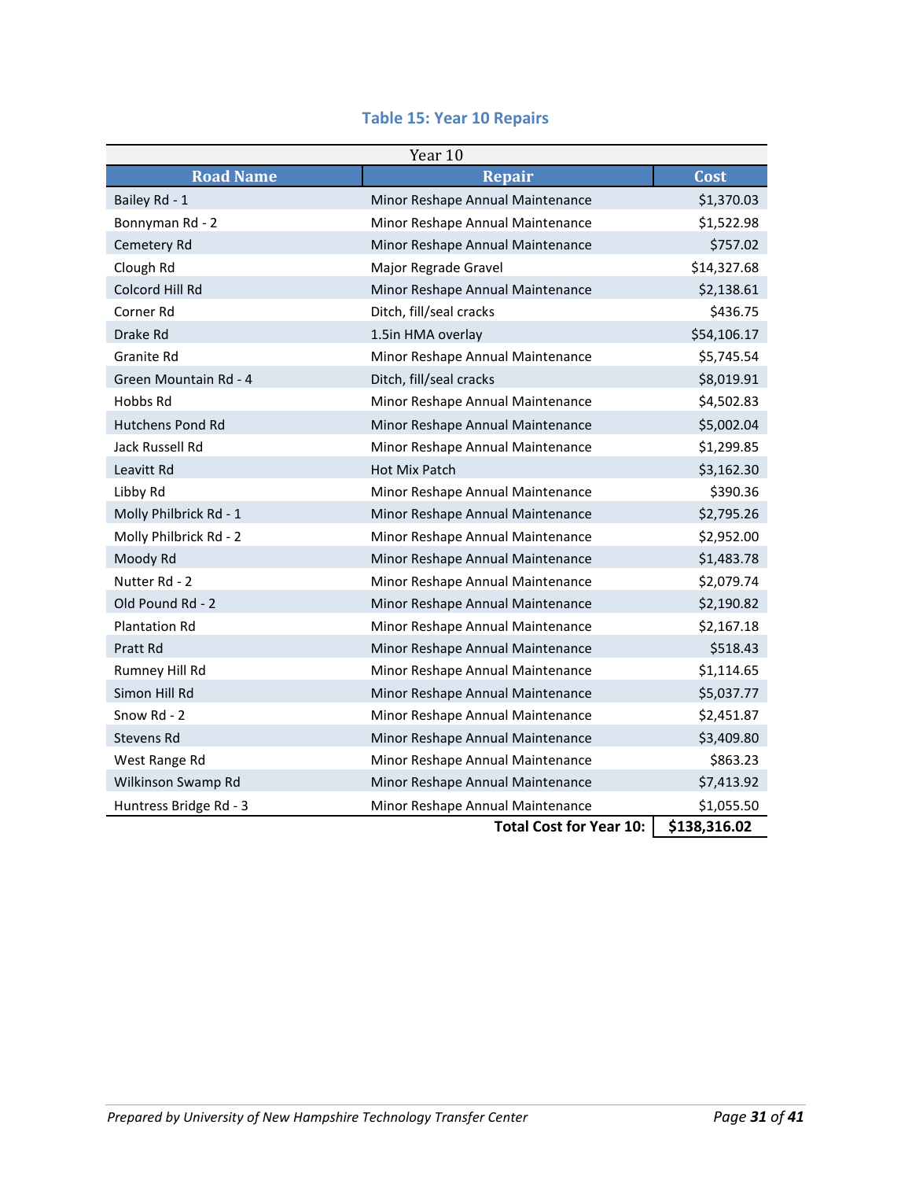### Table 15: Year 10 Repairs

| Year 10 | | |
|---|---|---|
| **Road Name** | **Repair** | **Cost** |
| Bailey Rd - 1 | Minor Reshape Annual Maintenance | $1,370.03 |
| Bonnyman Rd - 2 | Minor Reshape Annual Maintenance | $1,522.98 |
| Cemetery Rd | Minor Reshape Annual Maintenance | $757.02 |
| Clough Rd | Major Regrade Gravel | $14,327.68 |
| Colcord Hill Rd | Minor Reshape Annual Maintenance | $2,138.61 |
| Corner Rd | Ditch, fill/seal cracks | $436.75 |
| Drake Rd | 1.5in HMA overlay | $54,106.17 |
| Granite Rd | Minor Reshape Annual Maintenance | $5,745.54 |
| Green Mountain Rd - 4 | Ditch, fill/seal cracks | $8,019.91 |
| Hobbs Rd | Minor Reshape Annual Maintenance | $4,502.83 |
| Hutchens Pond Rd | Minor Reshape Annual Maintenance | $5,002.04 |
| Jack Russell Rd | Minor Reshape Annual Maintenance | $1,299.85 |
| Leavitt Rd | Hot Mix Patch | $3,162.30 |
| Libby Rd | Minor Reshape Annual Maintenance | $390.36 |
| Molly Philbrick Rd - 1 | Minor Reshape Annual Maintenance | $2,795.26 |
| Molly Philbrick Rd - 2 | Minor Reshape Annual Maintenance | $2,952.00 |
| Moody Rd | Minor Reshape Annual Maintenance | $1,483.78 |
| Nutter Rd - 2 | Minor Reshape Annual Maintenance | $2,079.74 |
| Old Pound Rd - 2 | Minor Reshape Annual Maintenance | $2,190.82 |
| Plantation Rd | Minor Reshape Annual Maintenance | $2,167.18 |
| Pratt Rd | Minor Reshape Annual Maintenance | $518.43 |
| Rumney Hill Rd | Minor Reshape Annual Maintenance | $1,114.65 |
| Simon Hill Rd | Minor Reshape Annual Maintenance | $5,037.77 |
| Snow Rd - 2 | Minor Reshape Annual Maintenance | $2,451.87 |
| Stevens Rd | Minor Reshape Annual Maintenance | $3,409.80 |
| West Range Rd | Minor Reshape Annual Maintenance | $863.23 |
| Wilkinson Swamp Rd | Minor Reshape Annual Maintenance | $7,413.92 |
| Huntress Bridge Rd - 3 | Minor Reshape Annual Maintenance | $1,055.50 |
| | **Total Cost for Year 10:** | **$138,316.02** |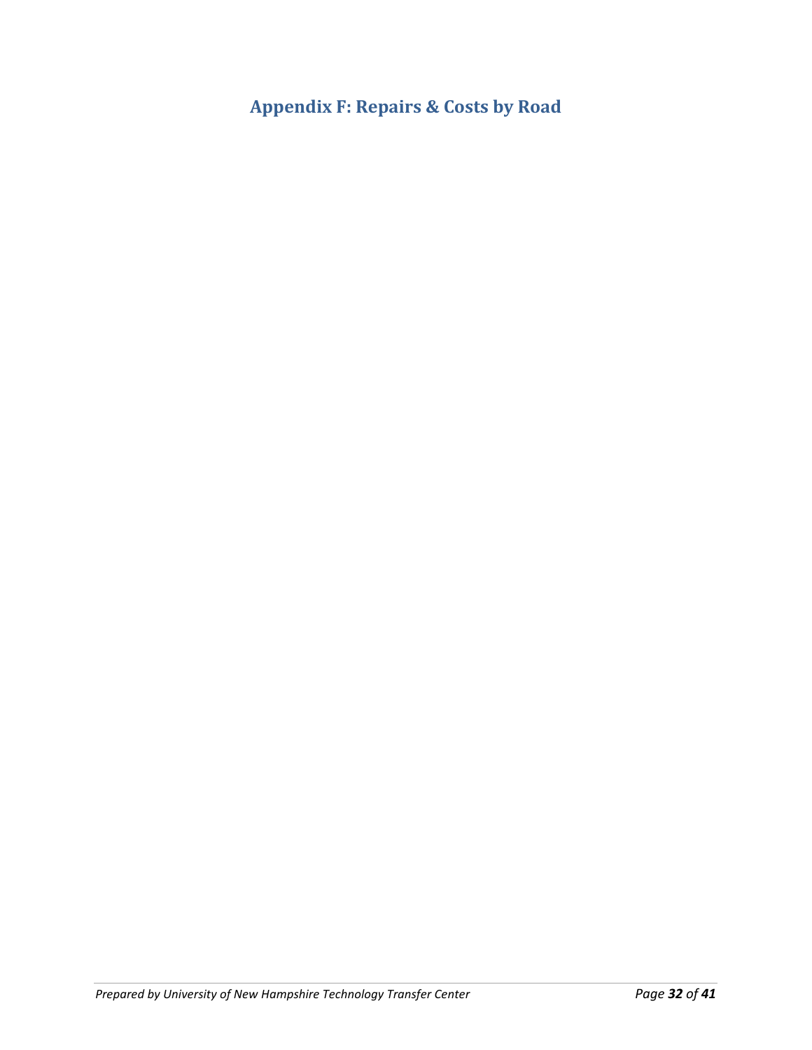# Appendix F: Repairs & Costs by Road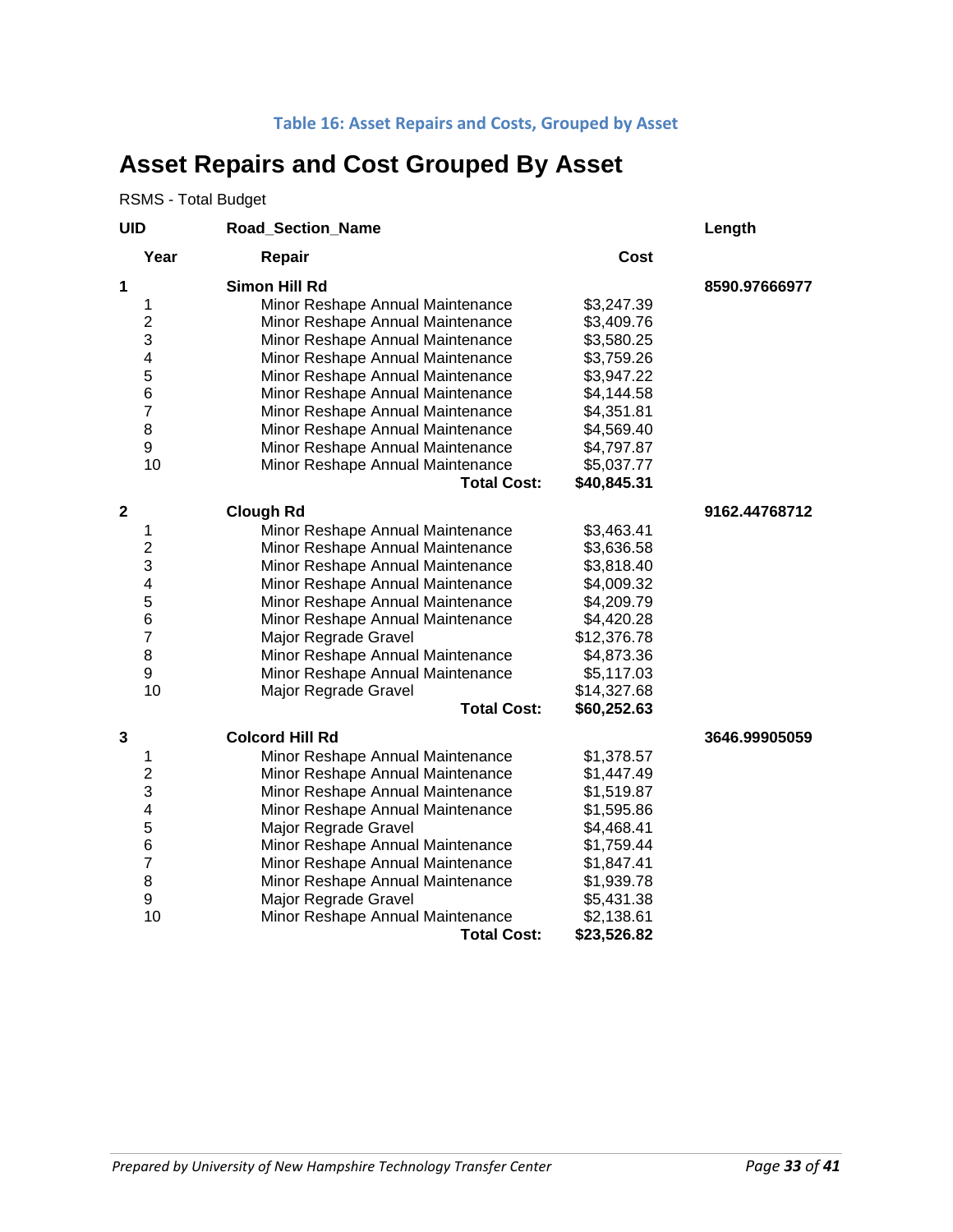Table 16: Asset Repairs and Costs, Grouped by Asset

# Asset Repairs and Cost Grouped By Asset

RSMS - Total Budget

| UID | Year | Road_Section_Name / Repair | Cost | Length |
|---|---|---|---|---|
| **1** | | **Simon Hill Rd** | | **8590.97666977** |
| | 1 | Minor Reshape Annual Maintenance | $3,247.39 | |
| | 2 | Minor Reshape Annual Maintenance | $3,409.76 | |
| | 3 | Minor Reshape Annual Maintenance | $3,580.25 | |
| | 4 | Minor Reshape Annual Maintenance | $3,759.26 | |
| | 5 | Minor Reshape Annual Maintenance | $3,947.22 | |
| | 6 | Minor Reshape Annual Maintenance | $4,144.58 | |
| | 7 | Minor Reshape Annual Maintenance | $4,351.81 | |
| | 8 | Minor Reshape Annual Maintenance | $4,569.40 | |
| | 9 | Minor Reshape Annual Maintenance | $4,797.87 | |
| | 10 | Minor Reshape Annual Maintenance | $5,037.77 | |
| | | **Total Cost:** | **$40,845.31** | |
| **2** | | **Clough Rd** | | **9162.44768712** |
| | 1 | Minor Reshape Annual Maintenance | $3,463.41 | |
| | 2 | Minor Reshape Annual Maintenance | $3,636.58 | |
| | 3 | Minor Reshape Annual Maintenance | $3,818.40 | |
| | 4 | Minor Reshape Annual Maintenance | $4,009.32 | |
| | 5 | Minor Reshape Annual Maintenance | $4,209.79 | |
| | 6 | Minor Reshape Annual Maintenance | $4,420.28 | |
| | 7 | Major Regrade Gravel | $12,376.78 | |
| | 8 | Minor Reshape Annual Maintenance | $4,873.36 | |
| | 9 | Minor Reshape Annual Maintenance | $5,117.03 | |
| | 10 | Major Regrade Gravel | $14,327.68 | |
| | | **Total Cost:** | **$60,252.63** | |
| **3** | | **Colcord Hill Rd** | | **3646.99905059** |
| | 1 | Minor Reshape Annual Maintenance | $1,378.57 | |
| | 2 | Minor Reshape Annual Maintenance | $1,447.49 | |
| | 3 | Minor Reshape Annual Maintenance | $1,519.87 | |
| | 4 | Minor Reshape Annual Maintenance | $1,595.86 | |
| | 5 | Major Regrade Gravel | $4,468.41 | |
| | 6 | Minor Reshape Annual Maintenance | $1,759.44 | |
| | 7 | Minor Reshape Annual Maintenance | $1,847.41 | |
| | 8 | Minor Reshape Annual Maintenance | $1,939.78 | |
| | 9 | Major Regrade Gravel | $5,431.38 | |
| | 10 | Minor Reshape Annual Maintenance | $2,138.61 | |
| | | **Total Cost:** | **$23,526.82** | |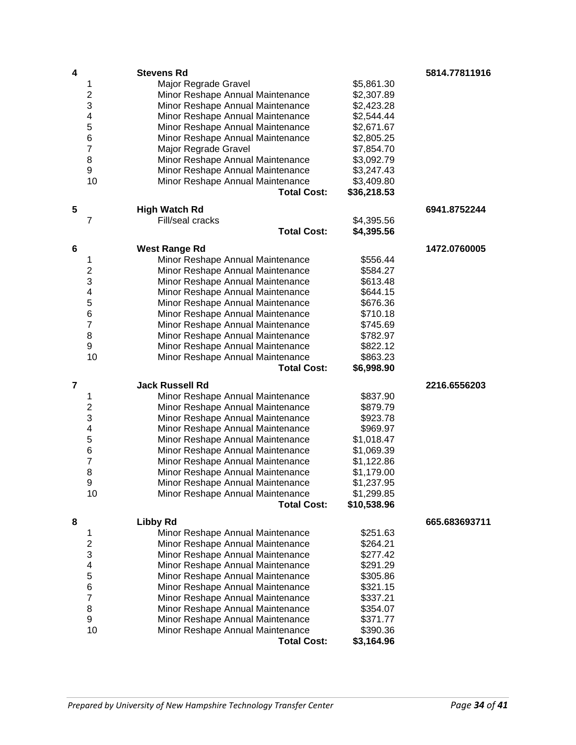| | | | | |
|---|---|---|---|---|
| **4** | | **Stevens Rd** | | **5814.77811916** |
| | 1 | Major Regrade Gravel | $5,861.30 | |
| | 2 | Minor Reshape Annual Maintenance | $2,307.89 | |
| | 3 | Minor Reshape Annual Maintenance | $2,423.28 | |
| | 4 | Minor Reshape Annual Maintenance | $2,544.44 | |
| | 5 | Minor Reshape Annual Maintenance | $2,671.67 | |
| | 6 | Minor Reshape Annual Maintenance | $2,805.25 | |
| | 7 | Major Regrade Gravel | $7,854.70 | |
| | 8 | Minor Reshape Annual Maintenance | $3,092.79 | |
| | 9 | Minor Reshape Annual Maintenance | $3,247.43 | |
| | 10 | Minor Reshape Annual Maintenance | $3,409.80 | |
| | | **Total Cost:** | **$36,218.53** | |
| **5** | | **High Watch Rd** | | **6941.8752244** |
| | 7 | Fill/seal cracks | $4,395.56 | |
| | | **Total Cost:** | **$4,395.56** | |
| **6** | | **West Range Rd** | | **1472.0760005** |
| | 1 | Minor Reshape Annual Maintenance | $556.44 | |
| | 2 | Minor Reshape Annual Maintenance | $584.27 | |
| | 3 | Minor Reshape Annual Maintenance | $613.48 | |
| | 4 | Minor Reshape Annual Maintenance | $644.15 | |
| | 5 | Minor Reshape Annual Maintenance | $676.36 | |
| | 6 | Minor Reshape Annual Maintenance | $710.18 | |
| | 7 | Minor Reshape Annual Maintenance | $745.69 | |
| | 8 | Minor Reshape Annual Maintenance | $782.97 | |
| | 9 | Minor Reshape Annual Maintenance | $822.12 | |
| | 10 | Minor Reshape Annual Maintenance | $863.23 | |
| | | **Total Cost:** | **$6,998.90** | |
| **7** | | **Jack Russell Rd** | | **2216.6556203** |
| | 1 | Minor Reshape Annual Maintenance | $837.90 | |
| | 2 | Minor Reshape Annual Maintenance | $879.79 | |
| | 3 | Minor Reshape Annual Maintenance | $923.78 | |
| | 4 | Minor Reshape Annual Maintenance | $969.97 | |
| | 5 | Minor Reshape Annual Maintenance | $1,018.47 | |
| | 6 | Minor Reshape Annual Maintenance | $1,069.39 | |
| | 7 | Minor Reshape Annual Maintenance | $1,122.86 | |
| | 8 | Minor Reshape Annual Maintenance | $1,179.00 | |
| | 9 | Minor Reshape Annual Maintenance | $1,237.95 | |
| | 10 | Minor Reshape Annual Maintenance | $1,299.85 | |
| | | **Total Cost:** | **$10,538.96** | |
| **8** | | **Libby Rd** | | **665.683693711** |
| | 1 | Minor Reshape Annual Maintenance | $251.63 | |
| | 2 | Minor Reshape Annual Maintenance | $264.21 | |
| | 3 | Minor Reshape Annual Maintenance | $277.42 | |
| | 4 | Minor Reshape Annual Maintenance | $291.29 | |
| | 5 | Minor Reshape Annual Maintenance | $305.86 | |
| | 6 | Minor Reshape Annual Maintenance | $321.15 | |
| | 7 | Minor Reshape Annual Maintenance | $337.21 | |
| | 8 | Minor Reshape Annual Maintenance | $354.07 | |
| | 9 | Minor Reshape Annual Maintenance | $371.77 | |
| | 10 | Minor Reshape Annual Maintenance | $390.36 | |
| | | **Total Cost:** | **$3,164.96** | |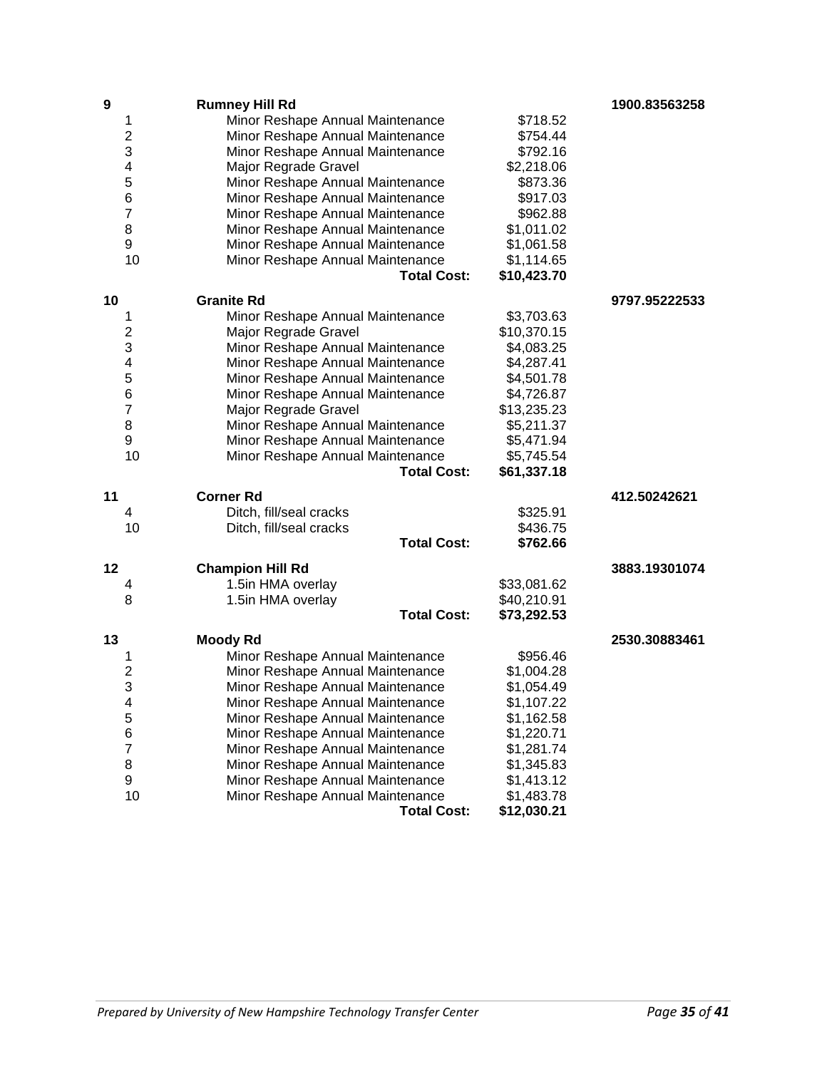| | | | | |
|---|---|---|---|---|
| **9** | **Rumney Hill Rd** | | | **1900.83563258** |
| 1 | Minor Reshape Annual Maintenance | | $718.52 | |
| 2 | Minor Reshape Annual Maintenance | | $754.44 | |
| 3 | Minor Reshape Annual Maintenance | | $792.16 | |
| 4 | Major Regrade Gravel | | $2,218.06 | |
| 5 | Minor Reshape Annual Maintenance | | $873.36 | |
| 6 | Minor Reshape Annual Maintenance | | $917.03 | |
| 7 | Minor Reshape Annual Maintenance | | $962.88 | |
| 8 | Minor Reshape Annual Maintenance | | $1,011.02 | |
| 9 | Minor Reshape Annual Maintenance | | $1,061.58 | |
| 10 | Minor Reshape Annual Maintenance | | $1,114.65 | |
| | | **Total Cost:** | **$10,423.70** | |
| **10** | **Granite Rd** | | | **9797.95222533** |
| 1 | Minor Reshape Annual Maintenance | | $3,703.63 | |
| 2 | Major Regrade Gravel | | $10,370.15 | |
| 3 | Minor Reshape Annual Maintenance | | $4,083.25 | |
| 4 | Minor Reshape Annual Maintenance | | $4,287.41 | |
| 5 | Minor Reshape Annual Maintenance | | $4,501.78 | |
| 6 | Minor Reshape Annual Maintenance | | $4,726.87 | |
| 7 | Major Regrade Gravel | | $13,235.23 | |
| 8 | Minor Reshape Annual Maintenance | | $5,211.37 | |
| 9 | Minor Reshape Annual Maintenance | | $5,471.94 | |
| 10 | Minor Reshape Annual Maintenance | | $5,745.54 | |
| | | **Total Cost:** | **$61,337.18** | |
| **11** | **Corner Rd** | | | **412.50242621** |
| 4 | Ditch, fill/seal cracks | | $325.91 | |
| 10 | Ditch, fill/seal cracks | | $436.75 | |
| | | **Total Cost:** | **$762.66** | |
| **12** | **Champion Hill Rd** | | | **3883.19301074** |
| 4 | 1.5in HMA overlay | | $33,081.62 | |
| 8 | 1.5in HMA overlay | | $40,210.91 | |
| | | **Total Cost:** | **$73,292.53** | |
| **13** | **Moody Rd** | | | **2530.30883461** |
| 1 | Minor Reshape Annual Maintenance | | $956.46 | |
| 2 | Minor Reshape Annual Maintenance | | $1,004.28 | |
| 3 | Minor Reshape Annual Maintenance | | $1,054.49 | |
| 4 | Minor Reshape Annual Maintenance | | $1,107.22 | |
| 5 | Minor Reshape Annual Maintenance | | $1,162.58 | |
| 6 | Minor Reshape Annual Maintenance | | $1,220.71 | |
| 7 | Minor Reshape Annual Maintenance | | $1,281.74 | |
| 8 | Minor Reshape Annual Maintenance | | $1,345.83 | |
| 9 | Minor Reshape Annual Maintenance | | $1,413.12 | |
| 10 | Minor Reshape Annual Maintenance | | $1,483.78 | |
| | | **Total Cost:** | **$12,030.21** | |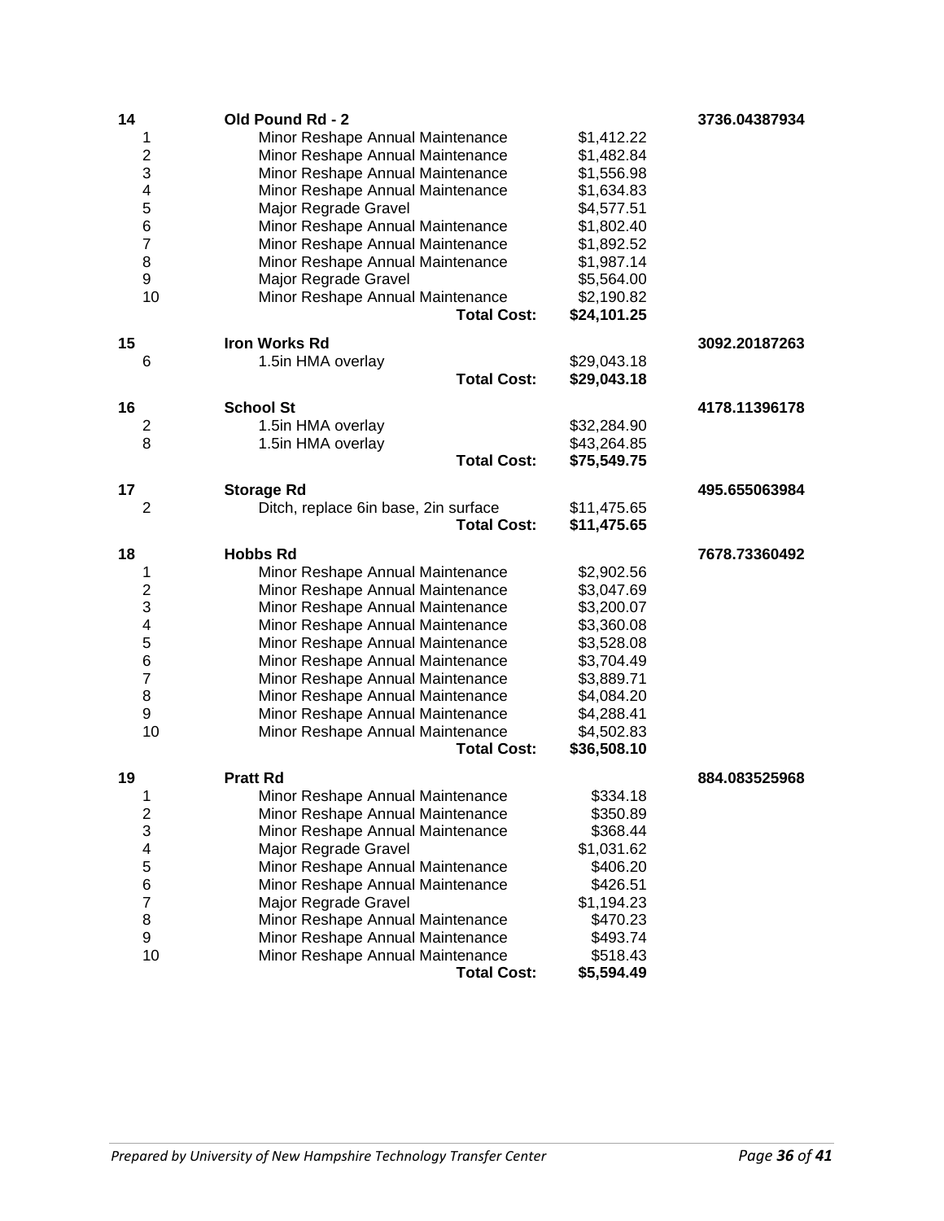| Year | Road / Treatment | Cost | Length |
|---|---|---|---|
| **14** | **Old Pound Rd - 2** | | **3736.04387934** |
| 1 | Minor Reshape Annual Maintenance | $1,412.22 | |
| 2 | Minor Reshape Annual Maintenance | $1,482.84 | |
| 3 | Minor Reshape Annual Maintenance | $1,556.98 | |
| 4 | Minor Reshape Annual Maintenance | $1,634.83 | |
| 5 | Major Regrade Gravel | $4,577.51 | |
| 6 | Minor Reshape Annual Maintenance | $1,802.40 | |
| 7 | Minor Reshape Annual Maintenance | $1,892.52 | |
| 8 | Minor Reshape Annual Maintenance | $1,987.14 | |
| 9 | Major Regrade Gravel | $5,564.00 | |
| 10 | Minor Reshape Annual Maintenance | $2,190.82 | |
| | **Total Cost:** | **$24,101.25** | |
| **15** | **Iron Works Rd** | | **3092.20187263** |
| 6 | 1.5in HMA overlay | $29,043.18 | |
| | **Total Cost:** | **$29,043.18** | |
| **16** | **School St** | | **4178.11396178** |
| 2 | 1.5in HMA overlay | $32,284.90 | |
| 8 | 1.5in HMA overlay | $43,264.85 | |
| | **Total Cost:** | **$75,549.75** | |
| **17** | **Storage Rd** | | **495.655063984** |
| 2 | Ditch, replace 6in base, 2in surface | $11,475.65 | |
| | **Total Cost:** | **$11,475.65** | |
| **18** | **Hobbs Rd** | | **7678.73360492** |
| 1 | Minor Reshape Annual Maintenance | $2,902.56 | |
| 2 | Minor Reshape Annual Maintenance | $3,047.69 | |
| 3 | Minor Reshape Annual Maintenance | $3,200.07 | |
| 4 | Minor Reshape Annual Maintenance | $3,360.08 | |
| 5 | Minor Reshape Annual Maintenance | $3,528.08 | |
| 6 | Minor Reshape Annual Maintenance | $3,704.49 | |
| 7 | Minor Reshape Annual Maintenance | $3,889.71 | |
| 8 | Minor Reshape Annual Maintenance | $4,084.20 | |
| 9 | Minor Reshape Annual Maintenance | $4,288.41 | |
| 10 | Minor Reshape Annual Maintenance | $4,502.83 | |
| | **Total Cost:** | **$36,508.10** | |
| **19** | **Pratt Rd** | | **884.083525968** |
| 1 | Minor Reshape Annual Maintenance | $334.18 | |
| 2 | Minor Reshape Annual Maintenance | $350.89 | |
| 3 | Minor Reshape Annual Maintenance | $368.44 | |
| 4 | Major Regrade Gravel | $1,031.62 | |
| 5 | Minor Reshape Annual Maintenance | $406.20 | |
| 6 | Minor Reshape Annual Maintenance | $426.51 | |
| 7 | Major Regrade Gravel | $1,194.23 | |
| 8 | Minor Reshape Annual Maintenance | $470.23 | |
| 9 | Minor Reshape Annual Maintenance | $493.74 | |
| 10 | Minor Reshape Annual Maintenance | $518.43 | |
| | **Total Cost:** | **$5,594.49** | |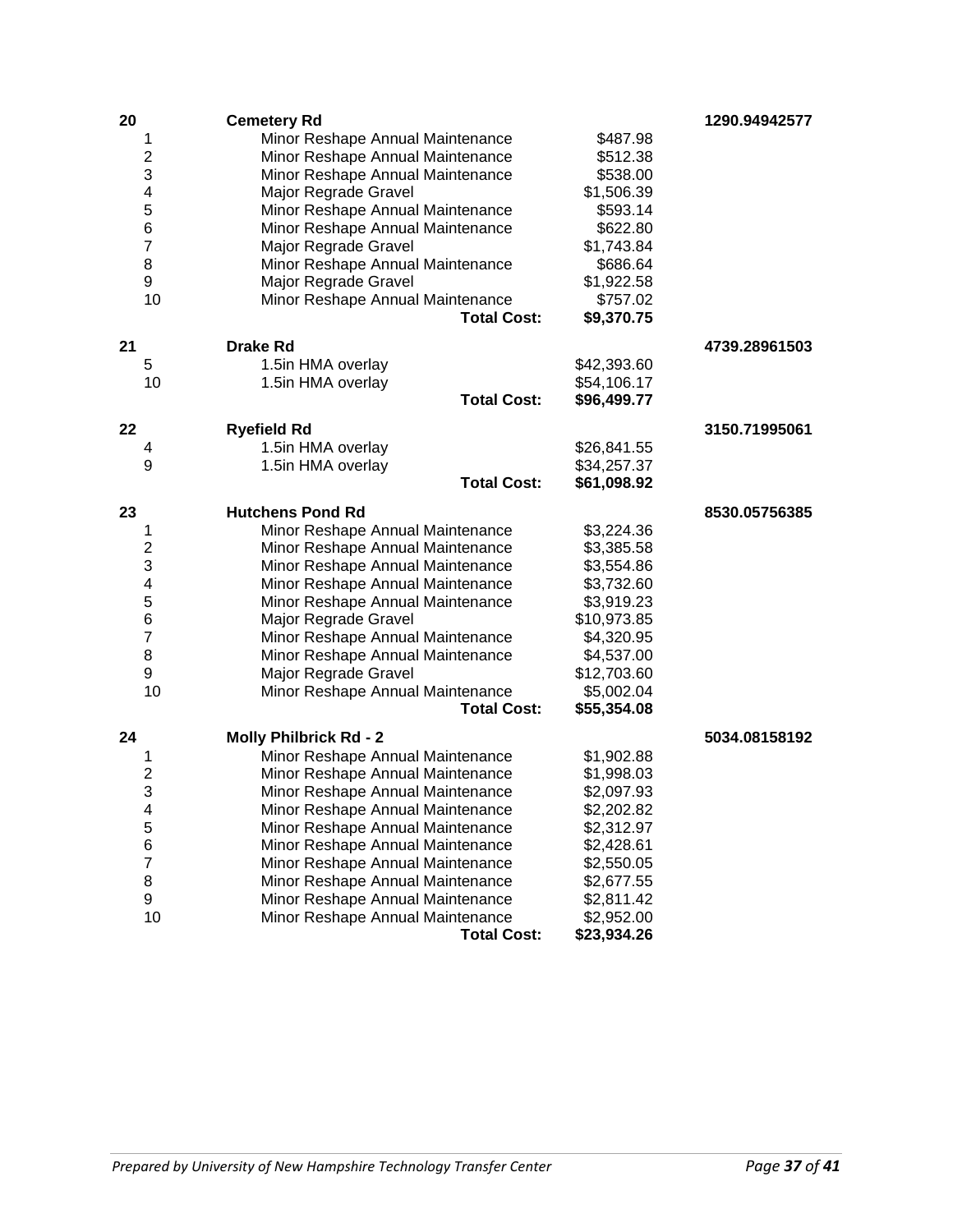| | | | |
|---|---|---|---|
| **20** | **Cemetery Rd** | | **1290.94942577** |
| 1 | Minor Reshape Annual Maintenance | $487.98 | |
| 2 | Minor Reshape Annual Maintenance | $512.38 | |
| 3 | Minor Reshape Annual Maintenance | $538.00 | |
| 4 | Major Regrade Gravel | $1,506.39 | |
| 5 | Minor Reshape Annual Maintenance | $593.14 | |
| 6 | Minor Reshape Annual Maintenance | $622.80 | |
| 7 | Major Regrade Gravel | $1,743.84 | |
| 8 | Minor Reshape Annual Maintenance | $686.64 | |
| 9 | Major Regrade Gravel | $1,922.58 | |
| 10 | Minor Reshape Annual Maintenance | $757.02 | |
| | **Total Cost:** | **$9,370.75** | |
| **21** | **Drake Rd** | | **4739.28961503** |
| 5 | 1.5in HMA overlay | $42,393.60 | |
| 10 | 1.5in HMA overlay | $54,106.17 | |
| | **Total Cost:** | **$96,499.77** | |
| **22** | **Ryefield Rd** | | **3150.71995061** |
| 4 | 1.5in HMA overlay | $26,841.55 | |
| 9 | 1.5in HMA overlay | $34,257.37 | |
| | **Total Cost:** | **$61,098.92** | |
| **23** | **Hutchens Pond Rd** | | **8530.05756385** |
| 1 | Minor Reshape Annual Maintenance | $3,224.36 | |
| 2 | Minor Reshape Annual Maintenance | $3,385.58 | |
| 3 | Minor Reshape Annual Maintenance | $3,554.86 | |
| 4 | Minor Reshape Annual Maintenance | $3,732.60 | |
| 5 | Minor Reshape Annual Maintenance | $3,919.23 | |
| 6 | Major Regrade Gravel | $10,973.85 | |
| 7 | Minor Reshape Annual Maintenance | $4,320.95 | |
| 8 | Minor Reshape Annual Maintenance | $4,537.00 | |
| 9 | Major Regrade Gravel | $12,703.60 | |
| 10 | Minor Reshape Annual Maintenance | $5,002.04 | |
| | **Total Cost:** | **$55,354.08** | |
| **24** | **Molly Philbrick Rd - 2** | | **5034.08158192** |
| 1 | Minor Reshape Annual Maintenance | $1,902.88 | |
| 2 | Minor Reshape Annual Maintenance | $1,998.03 | |
| 3 | Minor Reshape Annual Maintenance | $2,097.93 | |
| 4 | Minor Reshape Annual Maintenance | $2,202.82 | |
| 5 | Minor Reshape Annual Maintenance | $2,312.97 | |
| 6 | Minor Reshape Annual Maintenance | $2,428.61 | |
| 7 | Minor Reshape Annual Maintenance | $2,550.05 | |
| 8 | Minor Reshape Annual Maintenance | $2,677.55 | |
| 9 | Minor Reshape Annual Maintenance | $2,811.42 | |
| 10 | Minor Reshape Annual Maintenance | $2,952.00 | |
| | **Total Cost:** | **$23,934.26** | |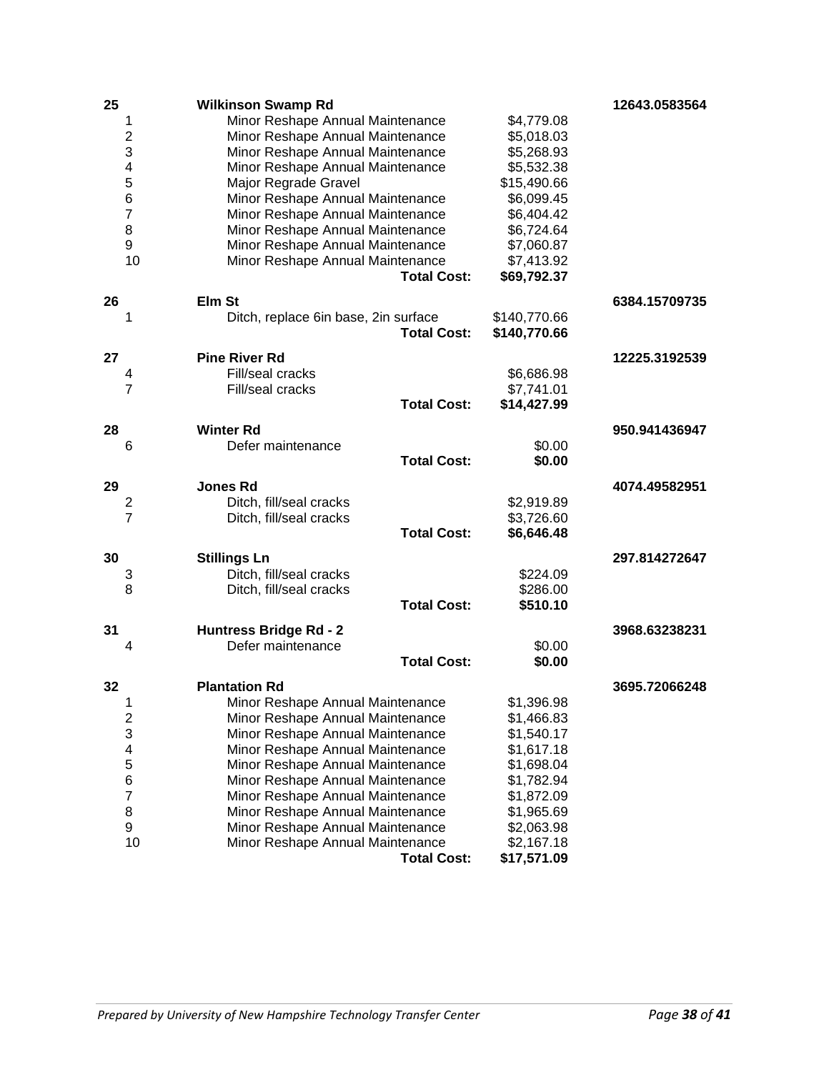| # | Road / Year | Treatment | Cost | Value |
|---|---|---|---|---|
| **25** | **Wilkinson Swamp Rd** | | | **12643.0583564** |
| | 1 | Minor Reshape Annual Maintenance | $4,779.08 | |
| | 2 | Minor Reshape Annual Maintenance | $5,018.03 | |
| | 3 | Minor Reshape Annual Maintenance | $5,268.93 | |
| | 4 | Minor Reshape Annual Maintenance | $5,532.38 | |
| | 5 | Major Regrade Gravel | $15,490.66 | |
| | 6 | Minor Reshape Annual Maintenance | $6,099.45 | |
| | 7 | Minor Reshape Annual Maintenance | $6,404.42 | |
| | 8 | Minor Reshape Annual Maintenance | $6,724.64 | |
| | 9 | Minor Reshape Annual Maintenance | $7,060.87 | |
| | 10 | Minor Reshape Annual Maintenance | $7,413.92 | |
| | | **Total Cost:** | **$69,792.37** | |
| **26** | **Elm St** | | | **6384.15709735** |
| | 1 | Ditch, replace 6in base, 2in surface | $140,770.66 | |
| | | **Total Cost:** | **$140,770.66** | |
| **27** | **Pine River Rd** | | | **12225.3192539** |
| | 4 | Fill/seal cracks | $6,686.98 | |
| | 7 | Fill/seal cracks | $7,741.01 | |
| | | **Total Cost:** | **$14,427.99** | |
| **28** | **Winter Rd** | | | **950.941436947** |
| | 6 | Defer maintenance | $0.00 | |
| | | **Total Cost:** | **$0.00** | |
| **29** | **Jones Rd** | | | **4074.49582951** |
| | 2 | Ditch, fill/seal cracks | $2,919.89 | |
| | 7 | Ditch, fill/seal cracks | $3,726.60 | |
| | | **Total Cost:** | **$6,646.48** | |
| **30** | **Stillings Ln** | | | **297.814272647** |
| | 3 | Ditch, fill/seal cracks | $224.09 | |
| | 8 | Ditch, fill/seal cracks | $286.00 | |
| | | **Total Cost:** | **$510.10** | |
| **31** | **Huntress Bridge Rd - 2** | | | **3968.63238231** |
| | 4 | Defer maintenance | $0.00 | |
| | | **Total Cost:** | **$0.00** | |
| **32** | **Plantation Rd** | | | **3695.72066248** |
| | 1 | Minor Reshape Annual Maintenance | $1,396.98 | |
| | 2 | Minor Reshape Annual Maintenance | $1,466.83 | |
| | 3 | Minor Reshape Annual Maintenance | $1,540.17 | |
| | 4 | Minor Reshape Annual Maintenance | $1,617.18 | |
| | 5 | Minor Reshape Annual Maintenance | $1,698.04 | |
| | 6 | Minor Reshape Annual Maintenance | $1,782.94 | |
| | 7 | Minor Reshape Annual Maintenance | $1,872.09 | |
| | 8 | Minor Reshape Annual Maintenance | $1,965.69 | |
| | 9 | Minor Reshape Annual Maintenance | $2,063.98 | |
| | 10 | Minor Reshape Annual Maintenance | $2,167.18 | |
| | | **Total Cost:** | **$17,571.09** | |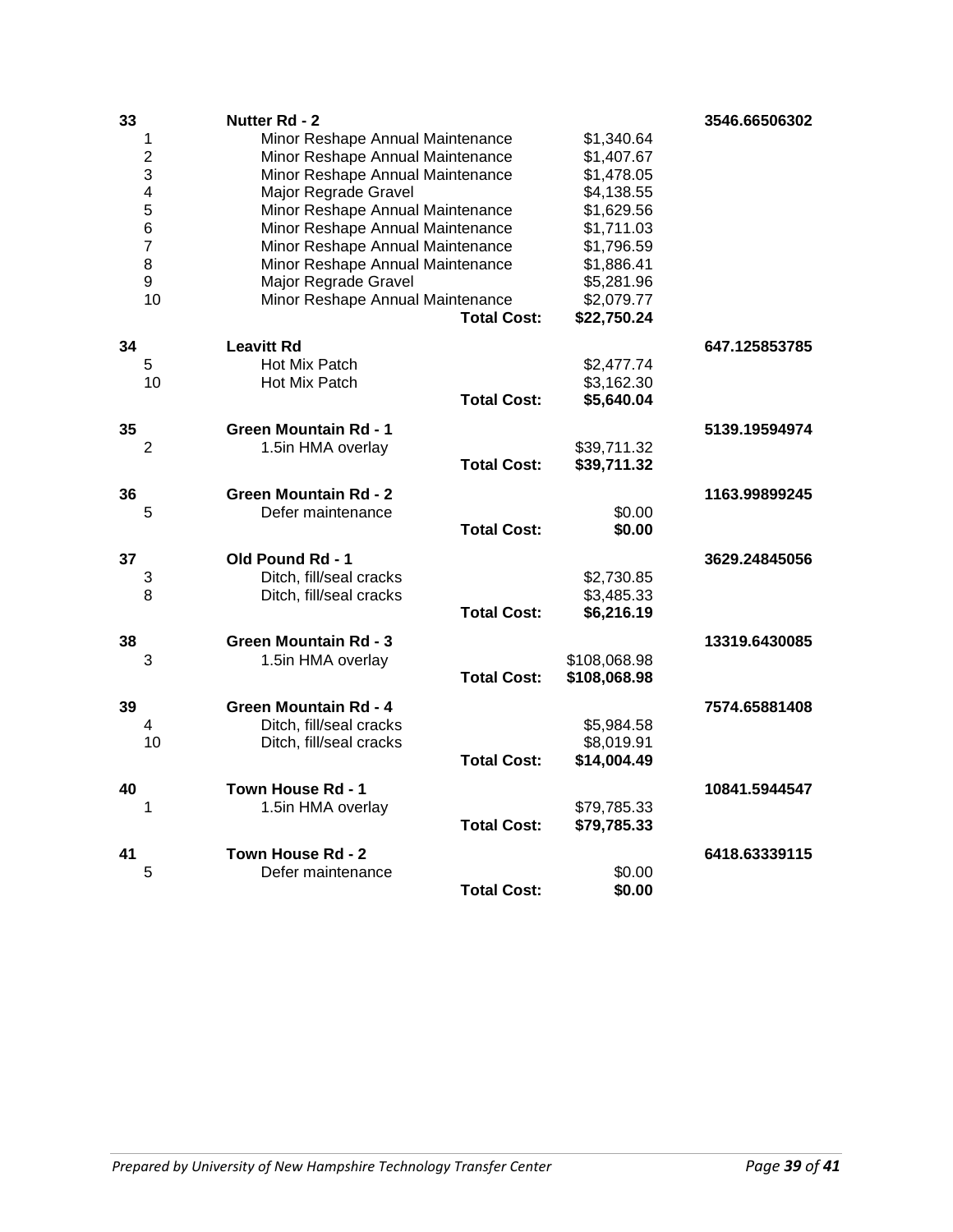| | | | | |
|---|---|---|---|---|
| **33** | **Nutter Rd - 2** | | | **3546.66506302** |
| 1 | Minor Reshape Annual Maintenance | | $1,340.64 | |
| 2 | Minor Reshape Annual Maintenance | | $1,407.67 | |
| 3 | Minor Reshape Annual Maintenance | | $1,478.05 | |
| 4 | Major Regrade Gravel | | $4,138.55 | |
| 5 | Minor Reshape Annual Maintenance | | $1,629.56 | |
| 6 | Minor Reshape Annual Maintenance | | $1,711.03 | |
| 7 | Minor Reshape Annual Maintenance | | $1,796.59 | |
| 8 | Minor Reshape Annual Maintenance | | $1,886.41 | |
| 9 | Major Regrade Gravel | | $5,281.96 | |
| 10 | Minor Reshape Annual Maintenance | | $2,079.77 | |
| | | **Total Cost:** | **$22,750.24** | |
| **34** | **Leavitt Rd** | | | **647.125853785** |
| 5 | Hot Mix Patch | | $2,477.74 | |
| 10 | Hot Mix Patch | | $3,162.30 | |
| | | **Total Cost:** | **$5,640.04** | |
| **35** | **Green Mountain Rd - 1** | | | **5139.19594974** |
| 2 | 1.5in HMA overlay | | $39,711.32 | |
| | | **Total Cost:** | **$39,711.32** | |
| **36** | **Green Mountain Rd - 2** | | | **1163.99899245** |
| 5 | Defer maintenance | | $0.00 | |
| | | **Total Cost:** | **$0.00** | |
| **37** | **Old Pound Rd - 1** | | | **3629.24845056** |
| 3 | Ditch, fill/seal cracks | | $2,730.85 | |
| 8 | Ditch, fill/seal cracks | | $3,485.33 | |
| | | **Total Cost:** | **$6,216.19** | |
| **38** | **Green Mountain Rd - 3** | | | **13319.6430085** |
| 3 | 1.5in HMA overlay | | $108,068.98 | |
| | | **Total Cost:** | **$108,068.98** | |
| **39** | **Green Mountain Rd - 4** | | | **7574.65881408** |
| 4 | Ditch, fill/seal cracks | | $5,984.58 | |
| 10 | Ditch, fill/seal cracks | | $8,019.91 | |
| | | **Total Cost:** | **$14,004.49** | |
| **40** | **Town House Rd - 1** | | | **10841.5944547** |
| 1 | 1.5in HMA overlay | | $79,785.33 | |
| | | **Total Cost:** | **$79,785.33** | |
| **41** | **Town House Rd - 2** | | | **6418.63339115** |
| 5 | Defer maintenance | | $0.00 | |
| | | **Total Cost:** | **$0.00** | |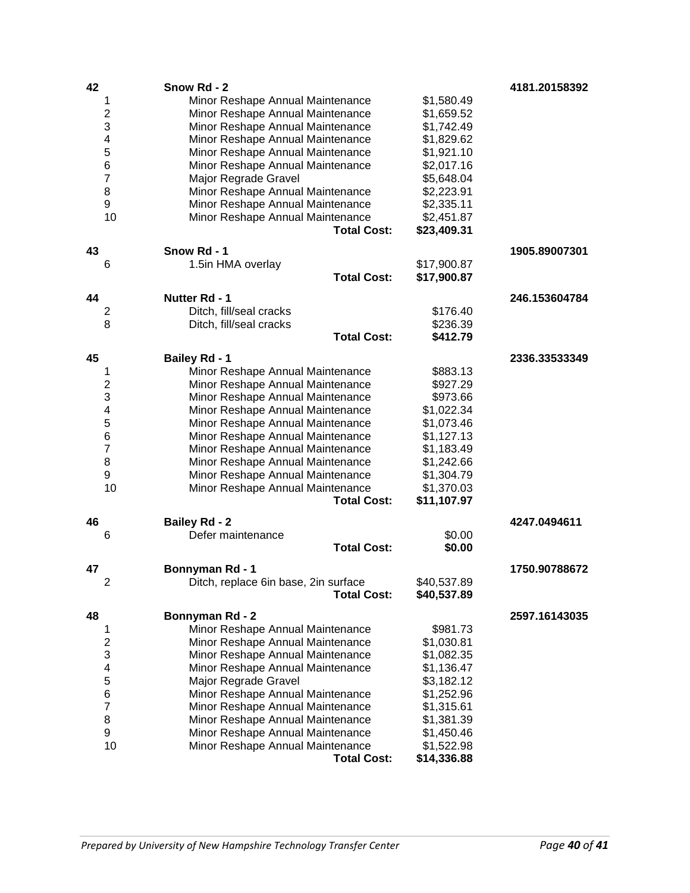| | | | |
|---|---|---|---|
| **42** | **Snow Rd - 2** | | **4181.20158392** |
| 1 | Minor Reshape Annual Maintenance | $1,580.49 | |
| 2 | Minor Reshape Annual Maintenance | $1,659.52 | |
| 3 | Minor Reshape Annual Maintenance | $1,742.49 | |
| 4 | Minor Reshape Annual Maintenance | $1,829.62 | |
| 5 | Minor Reshape Annual Maintenance | $1,921.10 | |
| 6 | Minor Reshape Annual Maintenance | $2,017.16 | |
| 7 | Major Regrade Gravel | $5,648.04 | |
| 8 | Minor Reshape Annual Maintenance | $2,223.91 | |
| 9 | Minor Reshape Annual Maintenance | $2,335.11 | |
| 10 | Minor Reshape Annual Maintenance | $2,451.87 | |
| | **Total Cost:** | **$23,409.31** | |
| **43** | **Snow Rd - 1** | | **1905.89007301** |
| 6 | 1.5in HMA overlay | $17,900.87 | |
| | **Total Cost:** | **$17,900.87** | |
| **44** | **Nutter Rd - 1** | | **246.153604784** |
| 2 | Ditch, fill/seal cracks | $176.40 | |
| 8 | Ditch, fill/seal cracks | $236.39 | |
| | **Total Cost:** | **$412.79** | |
| **45** | **Bailey Rd - 1** | | **2336.33533349** |
| 1 | Minor Reshape Annual Maintenance | $883.13 | |
| 2 | Minor Reshape Annual Maintenance | $927.29 | |
| 3 | Minor Reshape Annual Maintenance | $973.66 | |
| 4 | Minor Reshape Annual Maintenance | $1,022.34 | |
| 5 | Minor Reshape Annual Maintenance | $1,073.46 | |
| 6 | Minor Reshape Annual Maintenance | $1,127.13 | |
| 7 | Minor Reshape Annual Maintenance | $1,183.49 | |
| 8 | Minor Reshape Annual Maintenance | $1,242.66 | |
| 9 | Minor Reshape Annual Maintenance | $1,304.79 | |
| 10 | Minor Reshape Annual Maintenance | $1,370.03 | |
| | **Total Cost:** | **$11,107.97** | |
| **46** | **Bailey Rd - 2** | | **4247.0494611** |
| 6 | Defer maintenance | $0.00 | |
| | **Total Cost:** | **$0.00** | |
| **47** | **Bonnyman Rd - 1** | | **1750.90788672** |
| 2 | Ditch, replace 6in base, 2in surface | $40,537.89 | |
| | **Total Cost:** | **$40,537.89** | |
| **48** | **Bonnyman Rd - 2** | | **2597.16143035** |
| 1 | Minor Reshape Annual Maintenance | $981.73 | |
| 2 | Minor Reshape Annual Maintenance | $1,030.81 | |
| 3 | Minor Reshape Annual Maintenance | $1,082.35 | |
| 4 | Minor Reshape Annual Maintenance | $1,136.47 | |
| 5 | Major Regrade Gravel | $3,182.12 | |
| 6 | Minor Reshape Annual Maintenance | $1,252.96 | |
| 7 | Minor Reshape Annual Maintenance | $1,315.61 | |
| 8 | Minor Reshape Annual Maintenance | $1,381.39 | |
| 9 | Minor Reshape Annual Maintenance | $1,450.46 | |
| 10 | Minor Reshape Annual Maintenance | $1,522.98 | |
| | **Total Cost:** | **$14,336.88** | |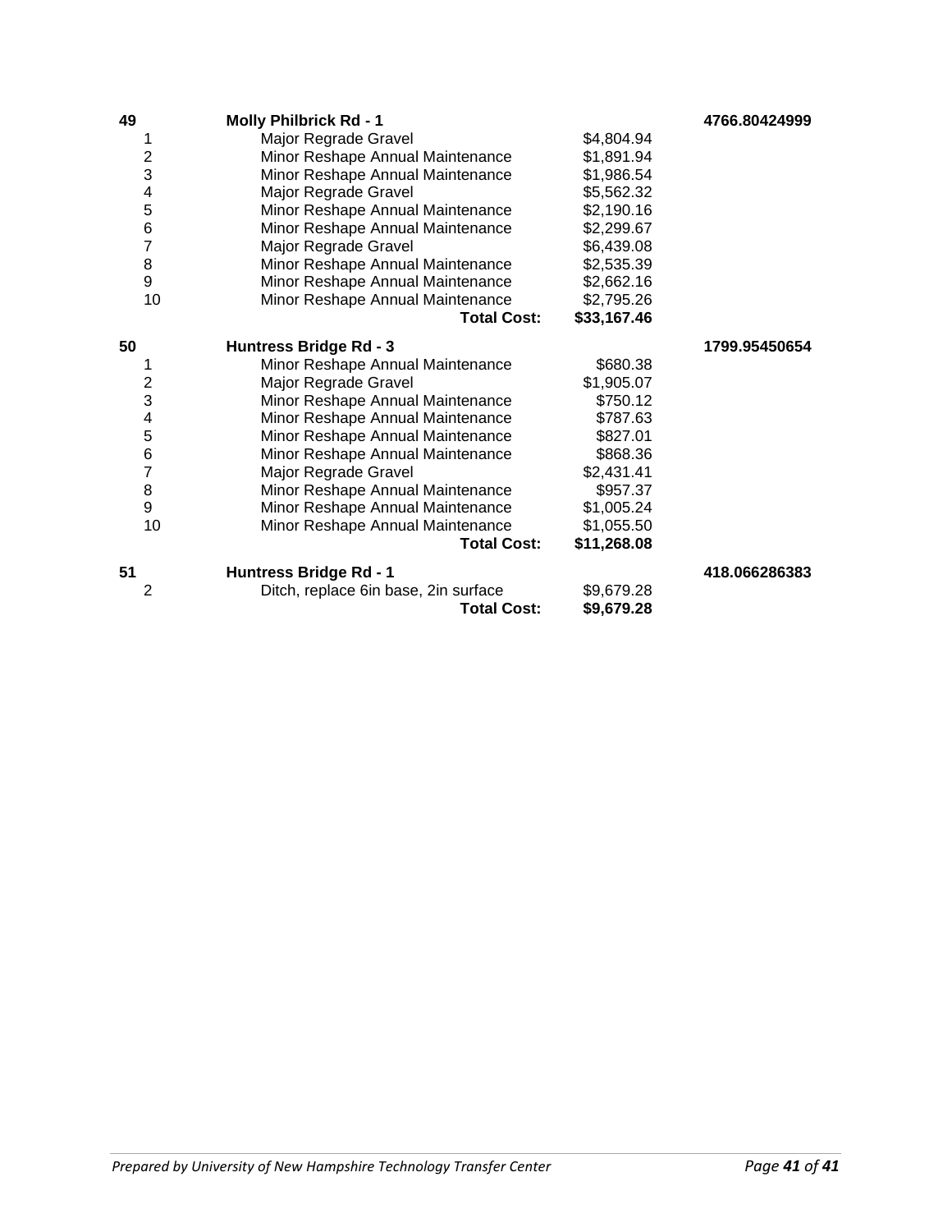| | | | |
|---|---|---|---|
| **49** | **Molly Philbrick Rd - 1** | | **4766.80424999** |
| 1 | Major Regrade Gravel | $4,804.94 | |
| 2 | Minor Reshape Annual Maintenance | $1,891.94 | |
| 3 | Minor Reshape Annual Maintenance | $1,986.54 | |
| 4 | Major Regrade Gravel | $5,562.32 | |
| 5 | Minor Reshape Annual Maintenance | $2,190.16 | |
| 6 | Minor Reshape Annual Maintenance | $2,299.67 | |
| 7 | Major Regrade Gravel | $6,439.08 | |
| 8 | Minor Reshape Annual Maintenance | $2,535.39 | |
| 9 | Minor Reshape Annual Maintenance | $2,662.16 | |
| 10 | Minor Reshape Annual Maintenance | $2,795.26 | |
| | **Total Cost:** | **$33,167.46** | |
| **50** | **Huntress Bridge Rd - 3** | | **1799.95450654** |
| 1 | Minor Reshape Annual Maintenance | $680.38 | |
| 2 | Major Regrade Gravel | $1,905.07 | |
| 3 | Minor Reshape Annual Maintenance | $750.12 | |
| 4 | Minor Reshape Annual Maintenance | $787.63 | |
| 5 | Minor Reshape Annual Maintenance | $827.01 | |
| 6 | Minor Reshape Annual Maintenance | $868.36 | |
| 7 | Major Regrade Gravel | $2,431.41 | |
| 8 | Minor Reshape Annual Maintenance | $957.37 | |
| 9 | Minor Reshape Annual Maintenance | $1,005.24 | |
| 10 | Minor Reshape Annual Maintenance | $1,055.50 | |
| | **Total Cost:** | **$11,268.08** | |
| **51** | **Huntress Bridge Rd - 1** | | **418.066286383** |
| 2 | Ditch, replace 6in base, 2in surface | $9,679.28 | |
| | **Total Cost:** | **$9,679.28** | |